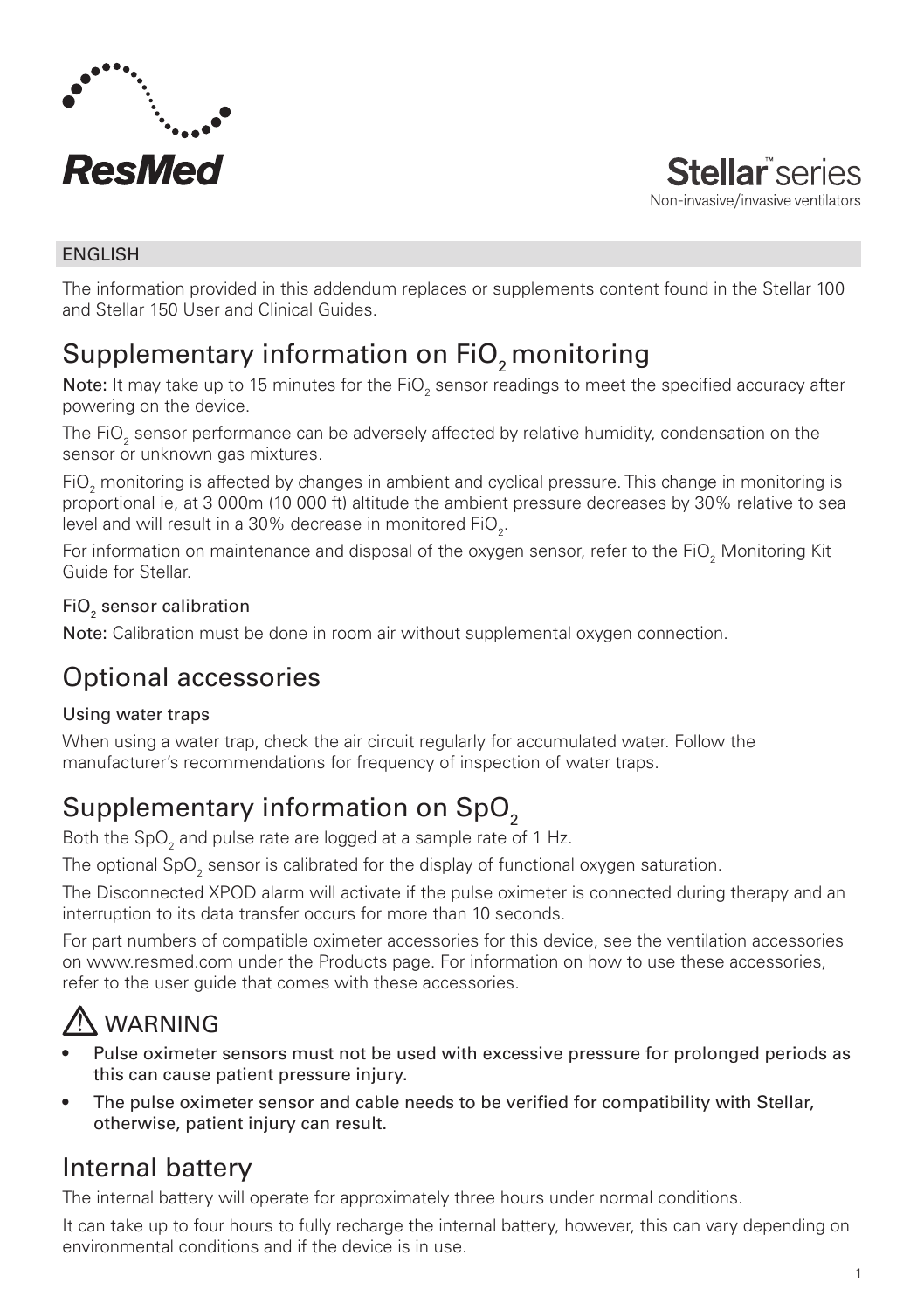ResMed

**Stellar™ series**
Non-invasive/invasive ventilators

ENGLISH

The information provided in this addendum replaces or supplements content found in the Stellar 100 and Stellar 150 User and Clinical Guides.

## Supplementary information on $FiO_2$ monitoring

**Note:** It may take up to 15 minutes for the $FiO_2$ sensor readings to meet the specified accuracy after powering on the device.

The $FiO_2$ sensor performance can be adversely affected by relative humidity, condensation on the sensor or unknown gas mixtures.

$FiO_2$ monitoring is affected by changes in ambient and cyclical pressure. This change in monitoring is proportional ie, at 3 000m (10 000 ft) altitude the ambient pressure decreases by 30% relative to sea level and will result in a 30% decrease in monitored $FiO_2$.

For information on maintenance and disposal of the oxygen sensor, refer to the $FiO_2$ Monitoring Kit Guide for Stellar.

### $FiO_2$ sensor calibration

**Note:** Calibration must be done in room air without supplemental oxygen connection.

## Optional accessories

### Using water traps

When using a water trap, check the air circuit regularly for accumulated water. Follow the manufacturer's recommendations for frequency of inspection of water traps.

## Supplementary information on $SpO_2$

Both the $SpO_2$ and pulse rate are logged at a sample rate of 1 Hz.

The optional $SpO_2$ sensor is calibrated for the display of functional oxygen saturation.

The Disconnected XPOD alarm will activate if the pulse oximeter is connected during therapy and an interruption to its data transfer occurs for more than 10 seconds.

For part numbers of compatible oximeter accessories for this device, see the ventilation accessories on www.resmed.com under the Products page. For information on how to use these accessories, refer to the user guide that comes with these accessories.

## ⚠ WARNING

- **Pulse oximeter sensors must not be used with excessive pressure for prolonged periods as this can cause patient pressure injury.**
- **The pulse oximeter sensor and cable needs to be verified for compatibility with Stellar, otherwise, patient injury can result.**

## Internal battery

The internal battery will operate for approximately three hours under normal conditions.

It can take up to four hours to fully recharge the internal battery, however, this can vary depending on environmental conditions and if the device is in use.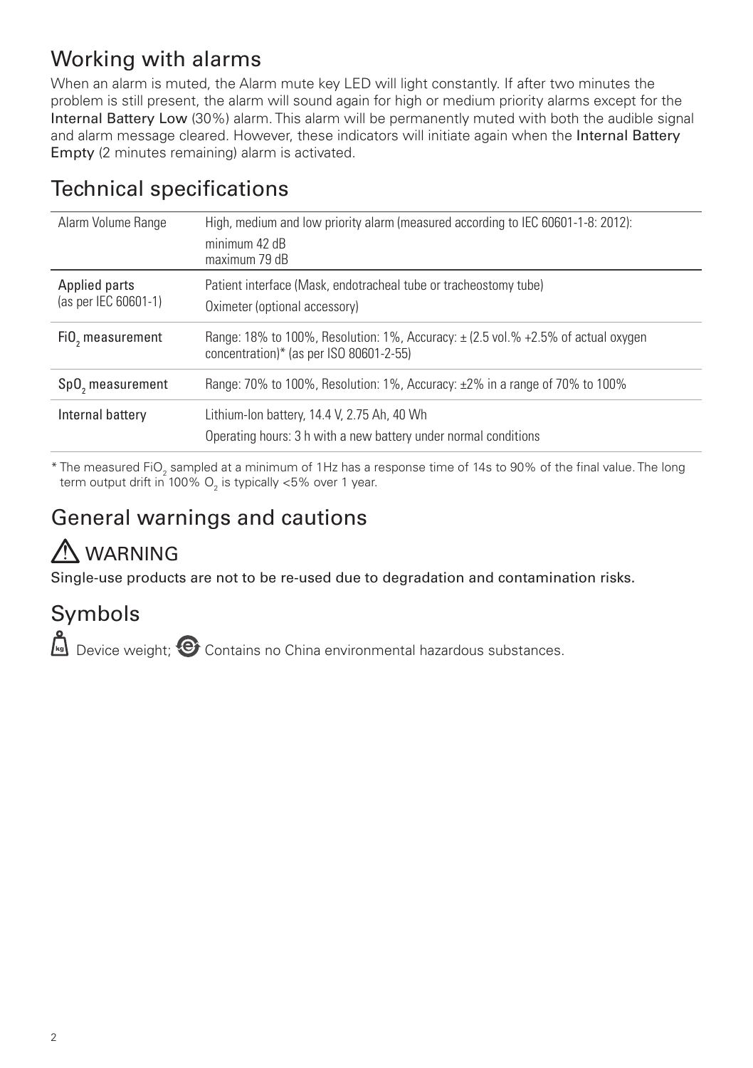## Working with alarms

When an alarm is muted, the Alarm mute key LED will light constantly. If after two minutes the problem is still present, the alarm will sound again for high or medium priority alarms except for the **Internal Battery Low** (30%) alarm. This alarm will be permanently muted with both the audible signal and alarm message cleared. However, these indicators will initiate again when the **Internal Battery Empty** (2 minutes remaining) alarm is activated.

## Technical specifications

| | |
|---|---|
| Alarm Volume Range | High, medium and low priority alarm (measured according to IEC 60601-1-8: 2012):<br>minimum 42 dB<br>maximum 79 dB |
| **Applied parts** (as per IEC 60601-1) | Patient interface (Mask, endotracheal tube or tracheostomy tube)<br>Oximeter (optional accessory) |
| **$FiO_2$ measurement** | Range: 18% to 100%, Resolution: 1%, Accuracy: ± (2.5 vol.% +2.5% of actual oxygen concentration)* (as per ISO 80601-2-55) |
| **$SpO_2$ measurement** | Range: 70% to 100%, Resolution: 1%, Accuracy: ±2% in a range of 70% to 100% |
| **Internal battery** | Lithium-Ion battery, 14.4 V, 2.75 Ah, 40 Wh<br>Operating hours: 3 h with a new battery under normal conditions |

* The measured $FiO_2$ sampled at a minimum of 1Hz has a response time of 14s to 90% of the final value. The long term output drift in 100% $O_2$ is typically <5% over 1 year.

## General warnings and cautions

### ⚠ WARNING

**Single-use products are not to be re-used due to degradation and contamination risks.**

## Symbols

Device weight; Contains no China environmental hazardous substances.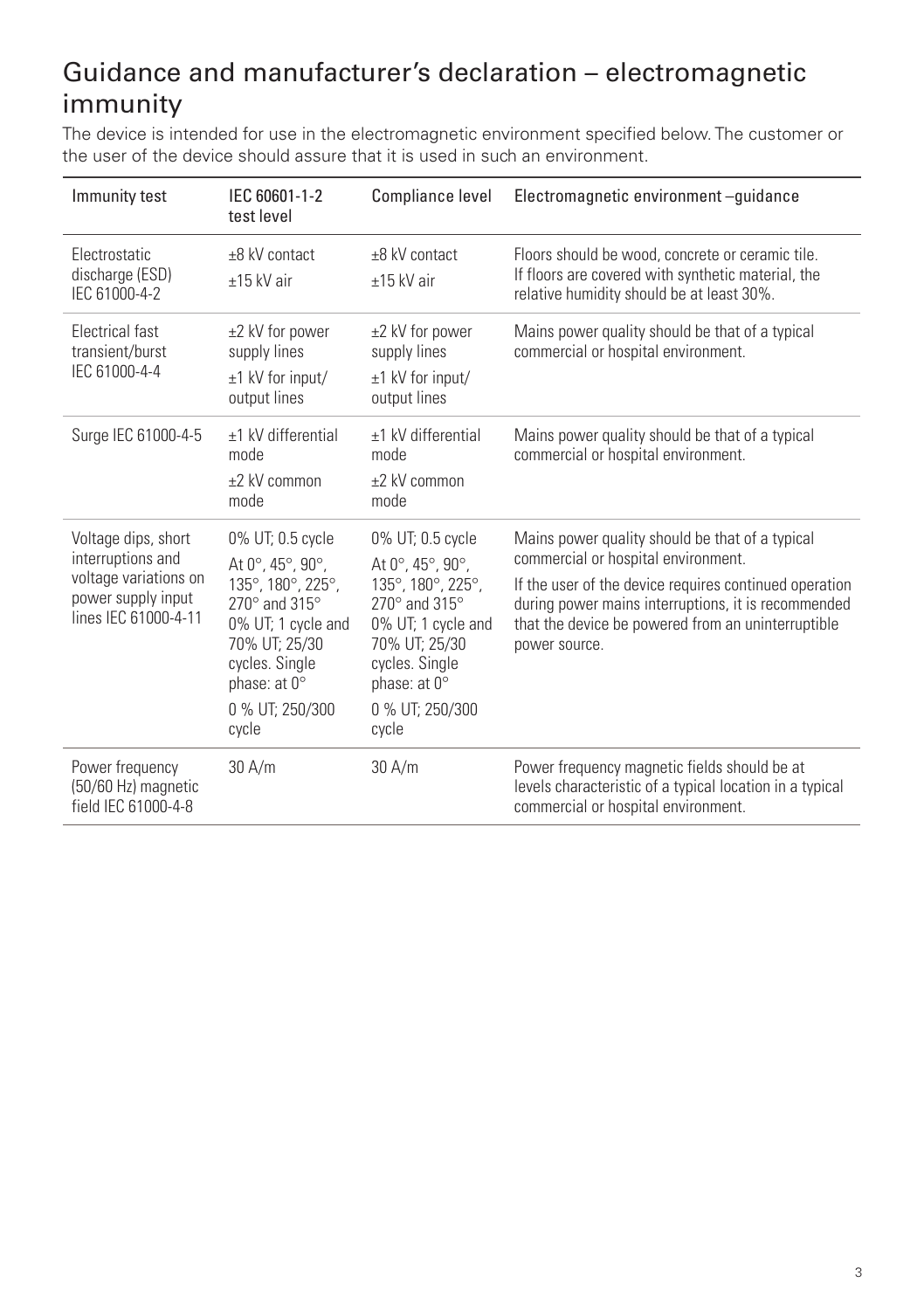# Guidance and manufacturer's declaration – electromagnetic immunity

The device is intended for use in the electromagnetic environment specified below. The customer or the user of the device should assure that it is used in such an environment.

| Immunity test | IEC 60601-1-2 test level | Compliance level | Electromagnetic environment –guidance |
|---|---|---|---|
| Electrostatic discharge (ESD) IEC 61000-4-2 | ±8 kV contact<br>±15 kV air | ±8 kV contact<br>±15 kV air | Floors should be wood, concrete or ceramic tile. If floors are covered with synthetic material, the relative humidity should be at least 30%. |
| Electrical fast transient/burst IEC 61000-4-4 | ±2 kV for power supply lines<br>±1 kV for input/ output lines | ±2 kV for power supply lines<br>±1 kV for input/ output lines | Mains power quality should be that of a typical commercial or hospital environment. |
| Surge IEC 61000-4-5 | ±1 kV differential mode<br>±2 kV common mode | ±1 kV differential mode<br>±2 kV common mode | Mains power quality should be that of a typical commercial or hospital environment. |
| Voltage dips, short interruptions and voltage variations on power supply input lines IEC 61000-4-11 | 0% UT; 0.5 cycle<br>At 0°, 45°, 90°, 135°, 180°, 225°, 270° and 315° 0% UT; 1 cycle and 70% UT; 25/30 cycles. Single phase: at 0°<br>0 % UT; 250/300 cycle | 0% UT; 0.5 cycle<br>At 0°, 45°, 90°, 135°, 180°, 225°, 270° and 315° 0% UT; 1 cycle and 70% UT; 25/30 cycles. Single phase: at 0°<br>0 % UT; 250/300 cycle | Mains power quality should be that of a typical commercial or hospital environment.<br>If the user of the device requires continued operation during power mains interruptions, it is recommended that the device be powered from an uninterruptible power source. |
| Power frequency (50/60 Hz) magnetic field IEC 61000-4-8 | 30 A/m | 30 A/m | Power frequency magnetic fields should be at levels characteristic of a typical location in a typical commercial or hospital environment. |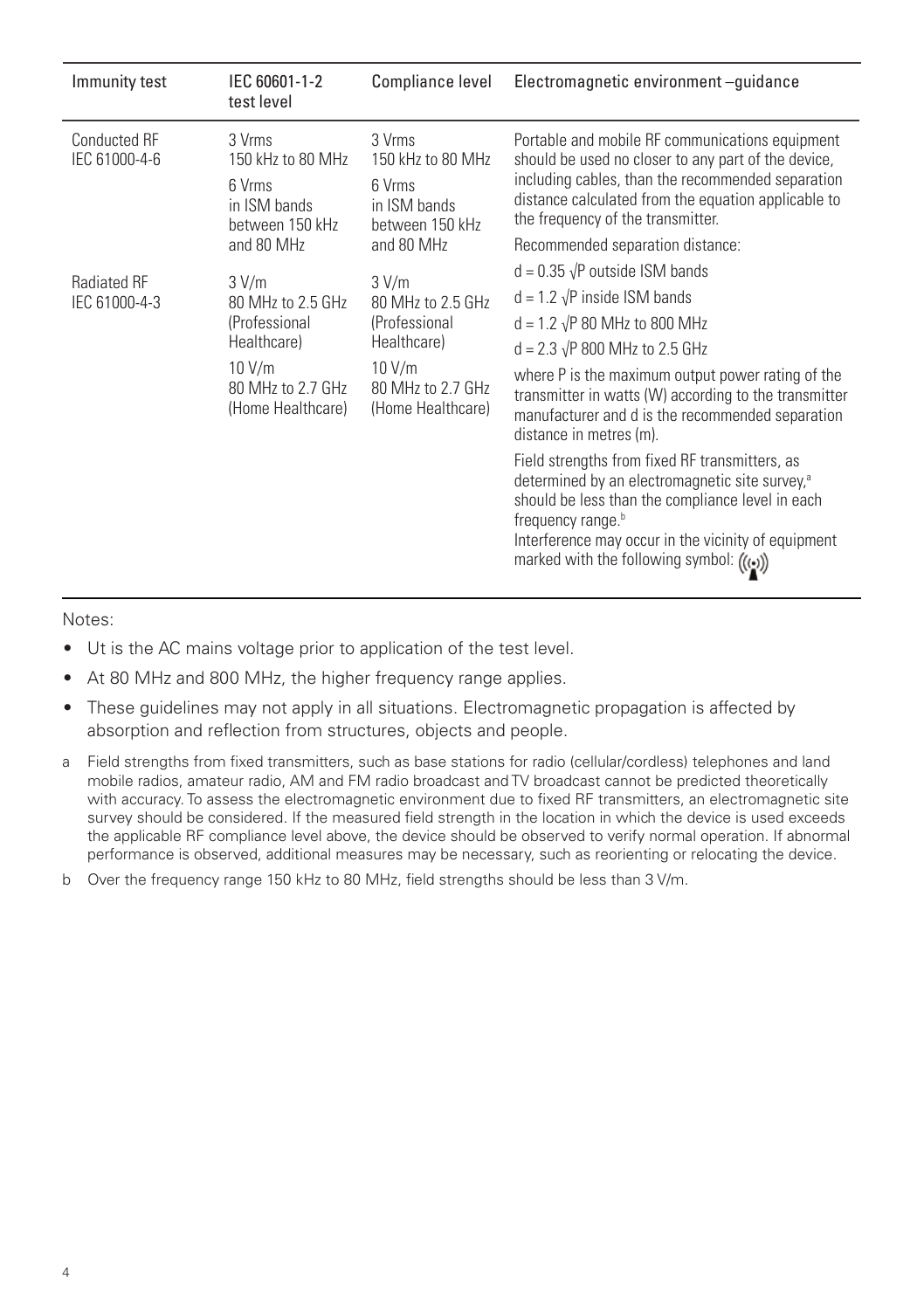| Immunity test | IEC 60601-1-2 test level | Compliance level | Electromagnetic environment –guidance |
|---|---|---|---|
| Conducted RF IEC 61000-4-6 | 3 Vrms 150 kHz to 80 MHz<br>6 Vrms in ISM bands between 150 kHz and 80 MHz | 3 Vrms 150 kHz to 80 MHz<br>6 Vrms in ISM bands between 150 kHz and 80 MHz | Portable and mobile RF communications equipment should be used no closer to any part of the device, including cables, than the recommended separation distance calculated from the equation applicable to the frequency of the transmitter.<br>Recommended separation distance:<br>$d = 0.35 \sqrt{P}$ outside ISM bands<br>$d = 1.2 \sqrt{P}$ inside ISM bands<br>$d = 1.2 \sqrt{P}$ 80 MHz to 800 MHz<br>$d = 2.3 \sqrt{P}$ 800 MHz to 2.5 GHz<br>where P is the maximum output power rating of the transmitter in watts (W) according to the transmitter manufacturer and d is the recommended separation distance in metres (m).<br>Field strengths from fixed RF transmitters, as determined by an electromagnetic site survey,[a] should be less than the compliance level in each frequency range.[b]<br>Interference may occur in the vicinity of equipment marked with the following symbol: ((•)) |
| Radiated RF IEC 61000-4-3 | 3 V/m 80 MHz to 2.5 GHz (Professional Healthcare)<br>10 V/m 80 MHz to 2.7 GHz (Home Healthcare) | 3 V/m 80 MHz to 2.5 GHz (Professional Healthcare)<br>10 V/m 80 MHz to 2.7 GHz (Home Healthcare) | |

Notes:

- Ut is the AC mains voltage prior to application of the test level.
- At 80 MHz and 800 MHz, the higher frequency range applies.
- These guidelines may not apply in all situations. Electromagnetic propagation is affected by absorption and reflection from structures, objects and people.

a Field strengths from fixed transmitters, such as base stations for radio (cellular/cordless) telephones and land mobile radios, amateur radio, AM and FM radio broadcast and TV broadcast cannot be predicted theoretically with accuracy. To assess the electromagnetic environment due to fixed RF transmitters, an electromagnetic site survey should be considered. If the measured field strength in the location in which the device is used exceeds the applicable RF compliance level above, the device should be observed to verify normal operation. If abnormal performance is observed, additional measures may be necessary, such as reorienting or relocating the device.

b Over the frequency range 150 kHz to 80 MHz, field strengths should be less than 3 V/m.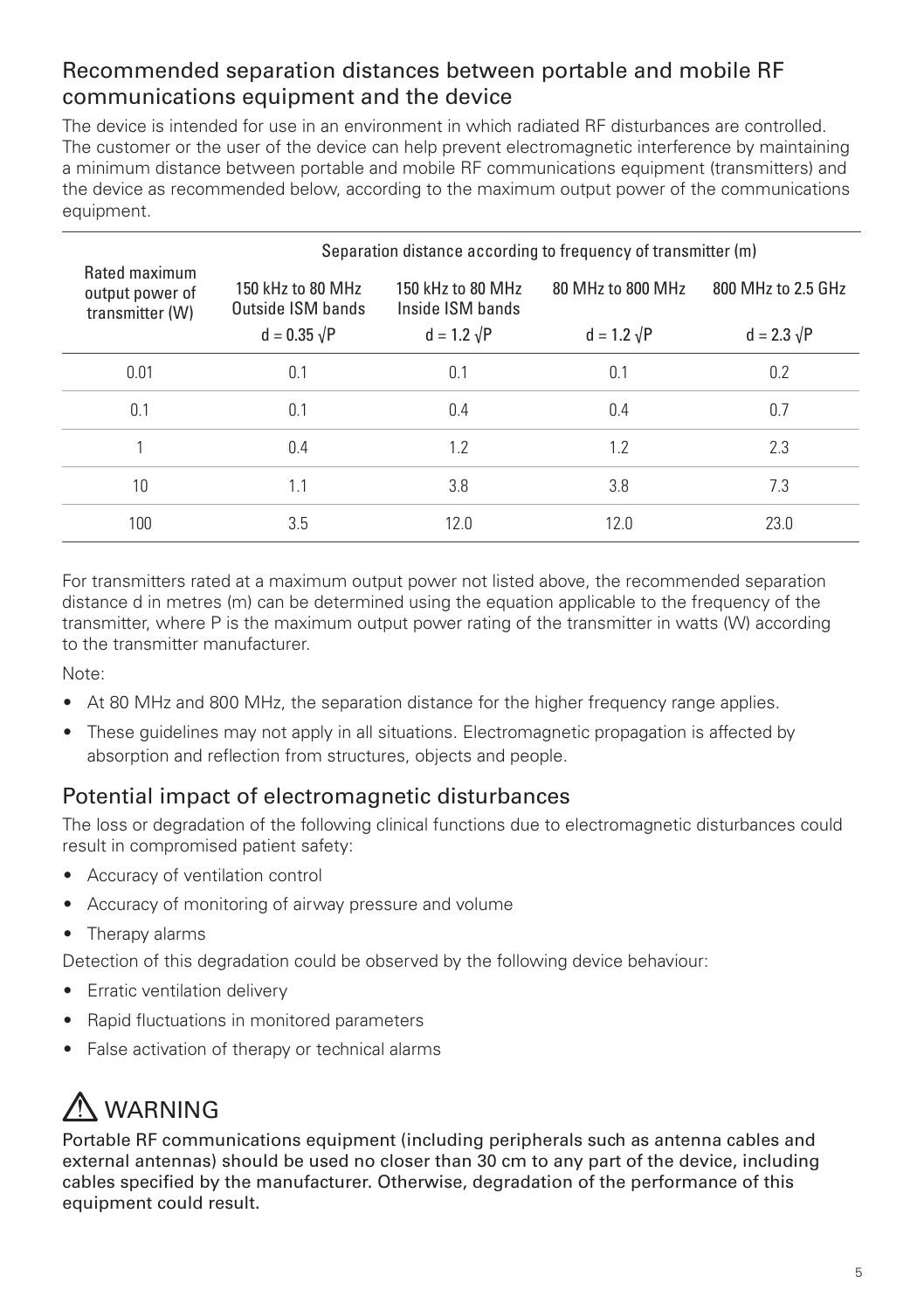## Recommended separation distances between portable and mobile RF communications equipment and the device

The device is intended for use in an environment in which radiated RF disturbances are controlled. The customer or the user of the device can help prevent electromagnetic interference by maintaining a minimum distance between portable and mobile RF communications equipment (transmitters) and the device as recommended below, according to the maximum output power of the communications equipment.

| Rated maximum output power of transmitter (W) | Separation distance according to frequency of transmitter (m) | | | |
|---|---|---|---|---|
| | 150 kHz to 80 MHz Outside ISM bands<br>$d = 0.35 \sqrt{P}$ | 150 kHz to 80 MHz Inside ISM bands<br>$d = 1.2 \sqrt{P}$ | 80 MHz to 800 MHz<br>$d = 1.2 \sqrt{P}$ | 800 MHz to 2.5 GHz<br>$d = 2.3 \sqrt{P}$ |
| 0.01 | 0.1 | 0.1 | 0.1 | 0.2 |
| 0.1 | 0.1 | 0.4 | 0.4 | 0.7 |
| 1 | 0.4 | 1.2 | 1.2 | 2.3 |
| 10 | 1.1 | 3.8 | 3.8 | 7.3 |
| 100 | 3.5 | 12.0 | 12.0 | 23.0 |

For transmitters rated at a maximum output power not listed above, the recommended separation distance d in metres (m) can be determined using the equation applicable to the frequency of the transmitter, where P is the maximum output power rating of the transmitter in watts (W) according to the transmitter manufacturer.

Note:

- At 80 MHz and 800 MHz, the separation distance for the higher frequency range applies.
- These guidelines may not apply in all situations. Electromagnetic propagation is affected by absorption and reflection from structures, objects and people.

## Potential impact of electromagnetic disturbances

The loss or degradation of the following clinical functions due to electromagnetic disturbances could result in compromised patient safety:

- Accuracy of ventilation control
- Accuracy of monitoring of airway pressure and volume
- Therapy alarms

Detection of this degradation could be observed by the following device behaviour:

- Erratic ventilation delivery
- Rapid fluctuations in monitored parameters
- False activation of therapy or technical alarms

## ⚠ WARNING

**Portable RF communications equipment (including peripherals such as antenna cables and external antennas) should be used no closer than 30 cm to any part of the device, including cables specified by the manufacturer. Otherwise, degradation of the performance of this equipment could result.**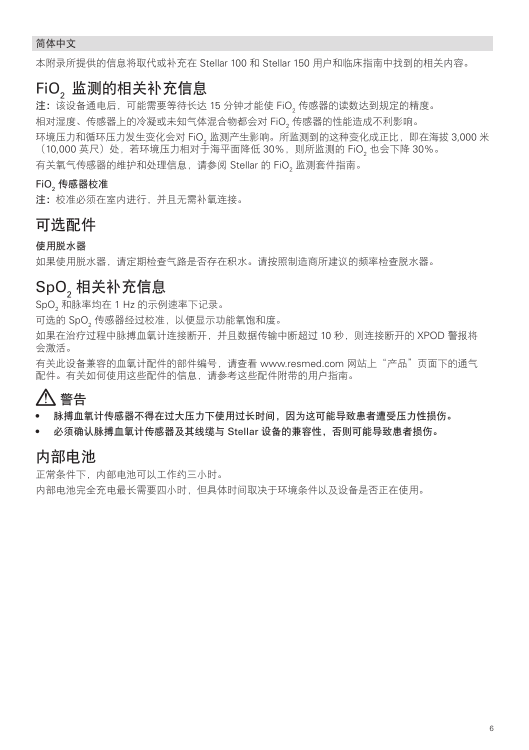简体中文

本附录所提供的信息将取代或补充在 Stellar 100 和 Stellar 150 用户和临床指南中找到的相关内容。

# $FiO_2$ 监测的相关补充信息

**注：**该设备通电后，可能需要等待长达 15 分钟才能使 $FiO_2$ 传感器的读数达到规定的精度。

相对湿度、传感器上的冷凝或未知气体混合物都会对 $FiO_2$ 传感器的性能造成不利影响。

环境压力和循环压力发生变化会对 $FiO_2$ 监测产生影响。所监测到的这种变化成正比，即在海拔 3,000 米（10,000 英尺）处，若环境压力相对于海平面降低 30%，则所监测的 $FiO_2$ 也会下降 30%。

有关氧气传感器的维护和处理信息，请参阅 Stellar 的 $FiO_2$ 监测套件指南。

### $FiO_2$ 传感器校准

**注：**校准必须在室内进行，并且无需补氧连接。

# 可选配件

### 使用脱水器

如果使用脱水器，请定期检查气路是否存在积水。请按照制造商所建议的频率检查脱水器。

# $SpO_2$ 相关补充信息

$SpO_2$ 和脉率均在 1 Hz 的示例速率下记录。

可选的 $SpO_2$ 传感器经过校准，以便显示功能氧饱和度。

如果在治疗过程中脉搏血氧计连接断开，并且数据传输中断超过 10 秒，则连接断开的 XPOD 警报将会激活。

有关此设备兼容的血氧计配件的部件编号，请查看 www.resmed.com 网站上“产品”页面下的通气配件。有关如何使用这些配件的信息，请参考这些配件附带的用户指南。

## ⚠ 警告

- **脉搏血氧计传感器不得在过大压力下使用过长时间，因为这可能导致患者遭受压力性损伤。**
- **必须确认脉搏血氧计传感器及其线缆与 Stellar 设备的兼容性，否则可能导致患者损伤。**

# 内部电池

正常条件下，内部电池可以工作约三小时。

内部电池完全充电最长需要四小时，但具体时间取决于环境条件以及设备是否正在使用。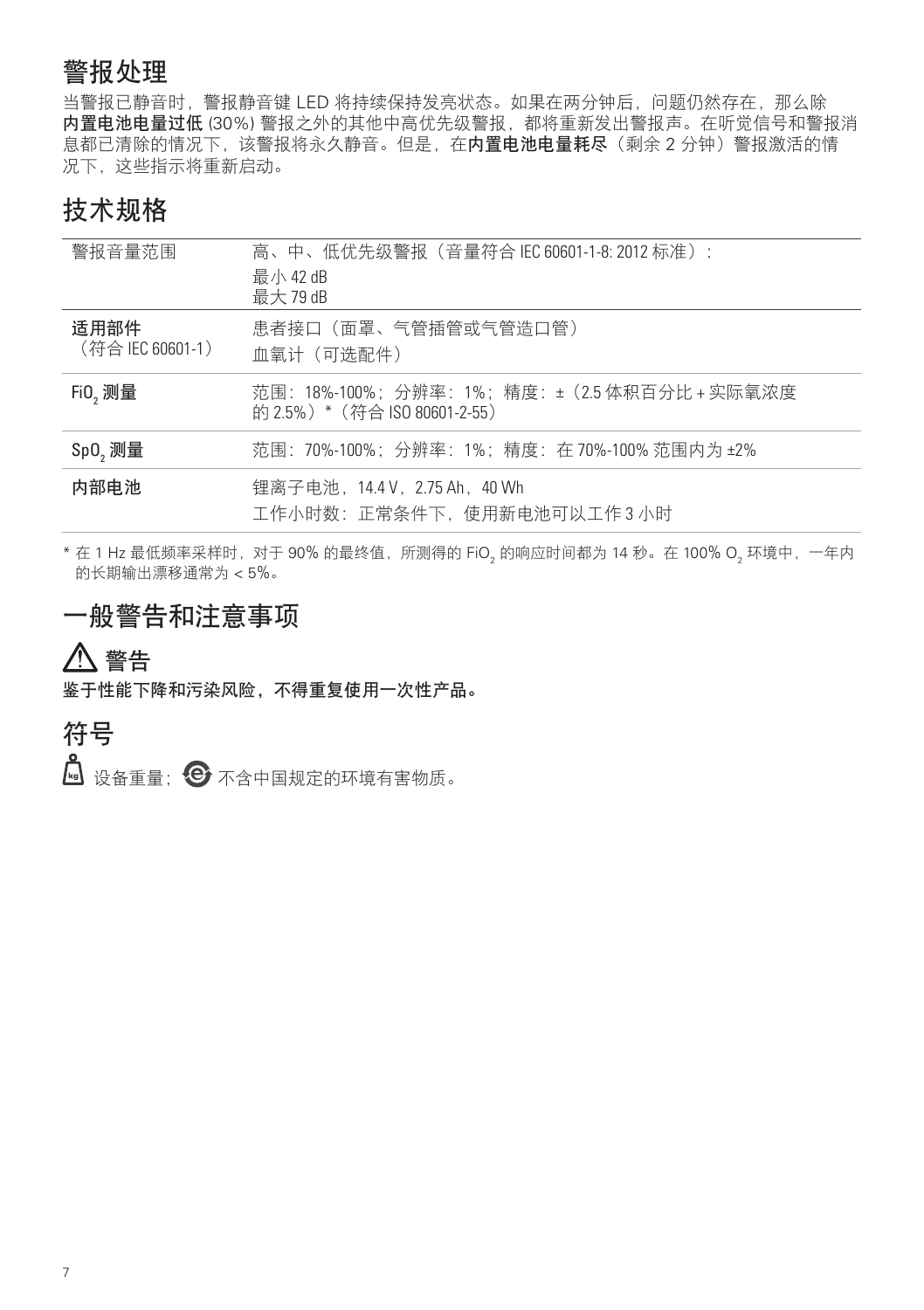## 警报处理

当警报已静音时，警报静音键 LED 将持续保持发亮状态。如果在两分钟后，问题仍然存在，那么除**内置电池电量过低** (30%) 警报之外的其他中高优先级警报，都将重新发出警报声。在听觉信号和警报消息都已清除的情况下，该警报将永久静音。但是，在**内置电池电量耗尽**（剩余 2 分钟）警报激活的情况下，这些指示将重新启动。

## 技术规格

| | |
|---|---|
| 警报音量范围 | 高、中、低优先级警报（音量符合 IEC 60601-1-8: 2012 标准）：<br>最小 42 dB<br>最大 79 dB |
| **适用部件**<br>（符合 IEC 60601-1） | 患者接口（面罩、气管插管或气管造口管）<br>血氧计（可选配件） |
| **$FiO_2$ 测量** | 范围：18%-100%；分辨率：1%；精度：±（2.5 体积百分比 + 实际氧浓度的 2.5%）*（符合 ISO 80601-2-55） |
| **$SpO_2$ 测量** | 范围：70%-100%；分辨率：1%；精度：在 70%-100% 范围内为 ±2% |
| **内部电池** | 锂离子电池，14.4 V，2.75 Ah，40 Wh<br>工作小时数：正常条件下，使用新电池可以工作 3 小时 |

* 在 1 Hz 最低频率采样时，对于 90% 的最终值，所测得的 $FiO_2$ 的响应时间都为 14 秒。在 100% $O_2$ 环境中，一年内的长期输出漂移通常为 < 5%。

## 一般警告和注意事项

### ⚠ 警告

**鉴于性能下降和污染风险，不得重复使用一次性产品。**

## 符号

设备重量； 不含中国规定的环境有害物质。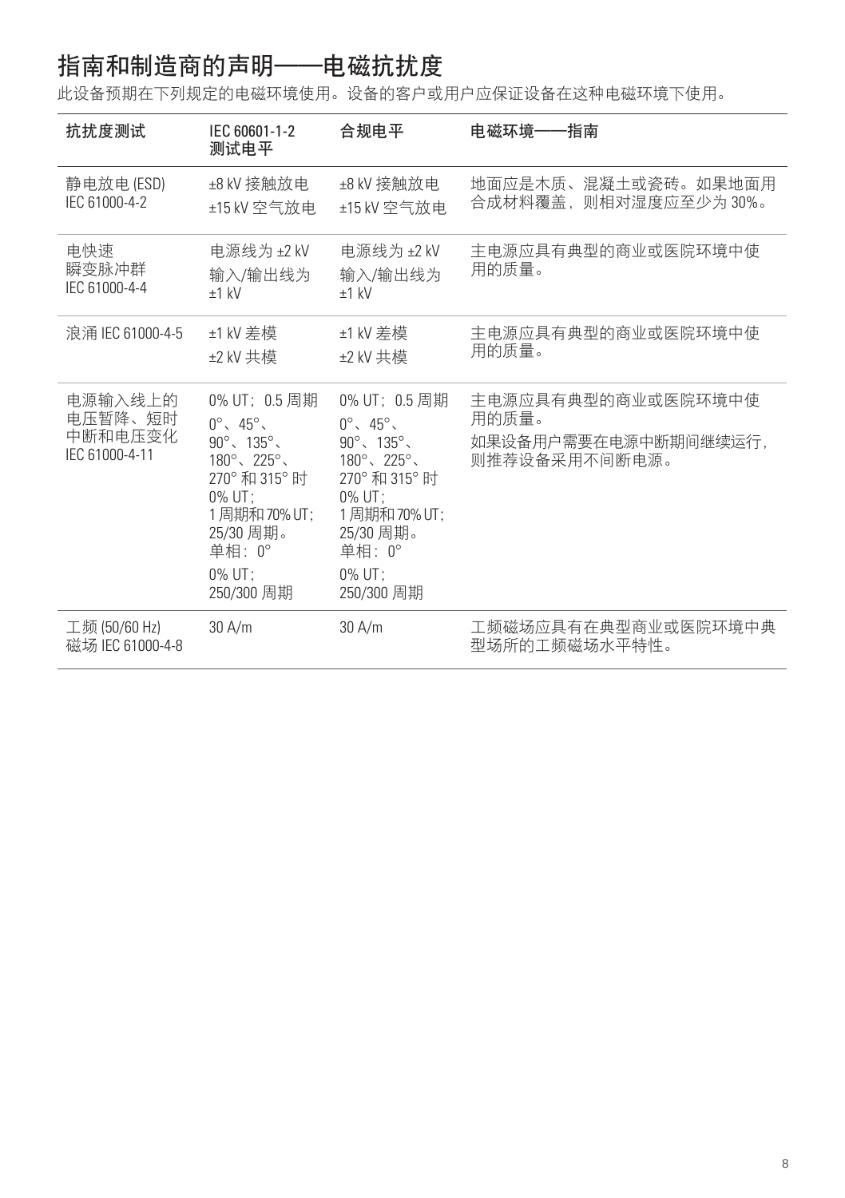# 指南和制造商的声明——电磁抗扰度

此设备预期在下列规定的电磁环境使用。设备的客户或用户应保证设备在这种电磁环境下使用。

| 抗扰度测试 | IEC 60601-1-2 测试电平 | 合规电平 | 电磁环境——指南 |
| --- | --- | --- | --- |
| 静电放电 (ESD) IEC 61000-4-2 | ±8 kV 接触放电<br>±15 kV 空气放电 | ±8 kV 接触放电<br>±15 kV 空气放电 | 地面应是木质、混凝土或瓷砖。如果地面用合成材料覆盖，则相对湿度应至少为 30%。 |
| 电快速瞬变脉冲群 IEC 61000-4-4 | 电源线为 ±2 kV<br>输入/输出线为 ±1 kV | 电源线为 ±2 kV<br>输入/输出线为 ±1 kV | 主电源应具有典型的商业或医院环境中使用的质量。 |
| 浪涌 IEC 61000-4-5 | ±1 kV 差模<br>±2 kV 共模 | ±1 kV 差模<br>±2 kV 共模 | 主电源应具有典型的商业或医院环境中使用的质量。 |
| 电源输入线上的电压暂降、短时中断和电压变化 IEC 61000-4-11 | 0% UT；0.5 周期 0°、45°、90°、135°、180°、225°、270° 和 315° 时<br>0% UT；1 周期和 70% UT；25/30 周期。单相：0°<br>0% UT；250/300 周期 | 0% UT；0.5 周期 0°、45°、90°、135°、180°、225°、270° 和 315° 时<br>0% UT；1 周期和 70% UT；25/30 周期。单相：0°<br>0% UT；250/300 周期 | 主电源应具有典型的商业或医院环境中使用的质量。<br>如果设备用户需要在电源中断期间继续运行，则推荐设备采用不间断电源。 |
| 工频 (50/60 Hz) 磁场 IEC 61000-4-8 | 30 A/m | 30 A/m | 工频磁场应具有在典型商业或医院环境中典型场所的工频磁场水平特性。 |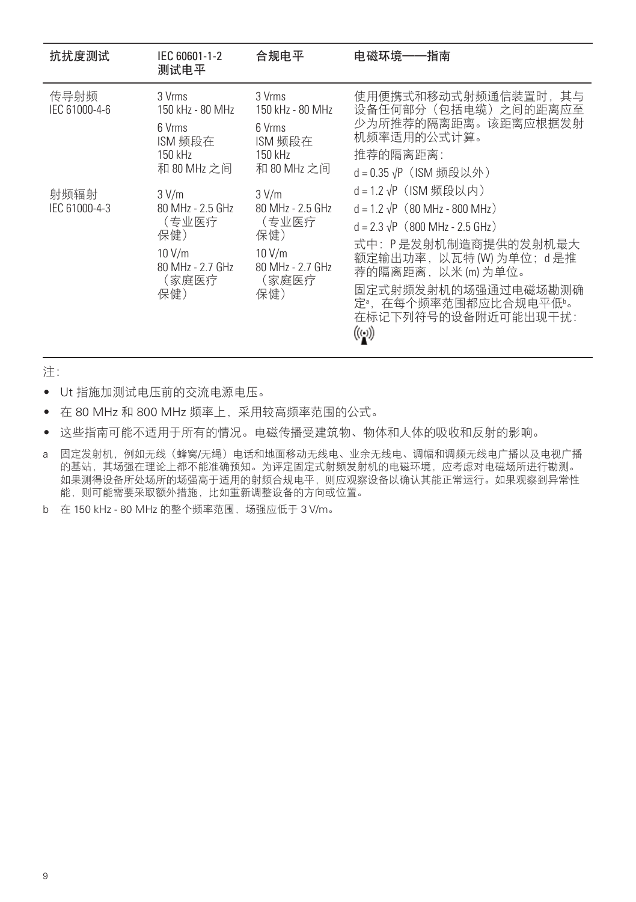| 抗扰度测试 | IEC 60601-1-2 测试电平 | 合规电平 | 电磁环境——指南 |
|---|---|---|---|
| 传导射频<br>IEC 61000-4-6 | 3 Vrms<br>150 kHz - 80 MHz<br>6 Vrms<br>ISM 频段在<br>150 kHz<br>和 80 MHz 之间 | 3 Vrms<br>150 kHz - 80 MHz<br>6 Vrms<br>ISM 频段在<br>150 kHz<br>和 80 MHz 之间 | 使用便携式和移动式射频通信装置时，其与设备任何部分（包括电缆）之间的距离应至少为所推荐的隔离距离。该距离应根据发射机频率适用的公式计算。<br>推荐的隔离距离：<br>$d = 0.35\sqrt{P}$（ISM 频段以外）<br>$d = 1.2\sqrt{P}$（ISM 频段以内） |
| 射频辐射<br>IEC 61000-4-3 | 3 V/m<br>80 MHz - 2.5 GHz<br>（专业医疗保健）<br>10 V/m<br>80 MHz - 2.7 GHz<br>（家庭医疗保健） | 3 V/m<br>80 MHz - 2.5 GHz<br>（专业医疗保健）<br>10 V/m<br>80 MHz - 2.7 GHz<br>（家庭医疗保健） | $d = 1.2\sqrt{P}$（80 MHz - 800 MHz）<br>$d = 2.3\sqrt{P}$（800 MHz - 2.5 GHz）<br>式中：P 是发射机制造商提供的发射机最大额定输出功率，以瓦特 (W) 为单位；d 是推荐的隔离距离，以米 (m) 为单位。<br>固定式射频发射机的场强通过电磁场勘测确定[a]，在每个频率范围都应比合规电平低[b]。<br>在标记下列符号的设备附近可能出现干扰：<br>((•)) |

注：

- Ut 指施加测试电压前的交流电源电压。
- 在 80 MHz 和 800 MHz 频率上，采用较高频率范围的公式。
- 这些指南可能不适用于所有的情况。电磁传播受建筑物、物体和人体的吸收和反射的影响。

a 固定发射机，例如无线（蜂窝/无绳）电话和地面移动无线电、业余无线电、调幅和调频无线电广播以及电视广播的基站，其场强在理论上都不能准确预知。为评定固定式射频发射机的电磁环境，应考虑对电磁场所进行勘测。如果测得设备所处场所的场强高于适用的射频合规电平，则应观察设备以确认其能正常运行。如果观察到异常性能，则可能需要采取额外措施，比如重新调整设备的方向或位置。

b 在 150 kHz - 80 MHz 的整个频率范围，场强应低于 3 V/m。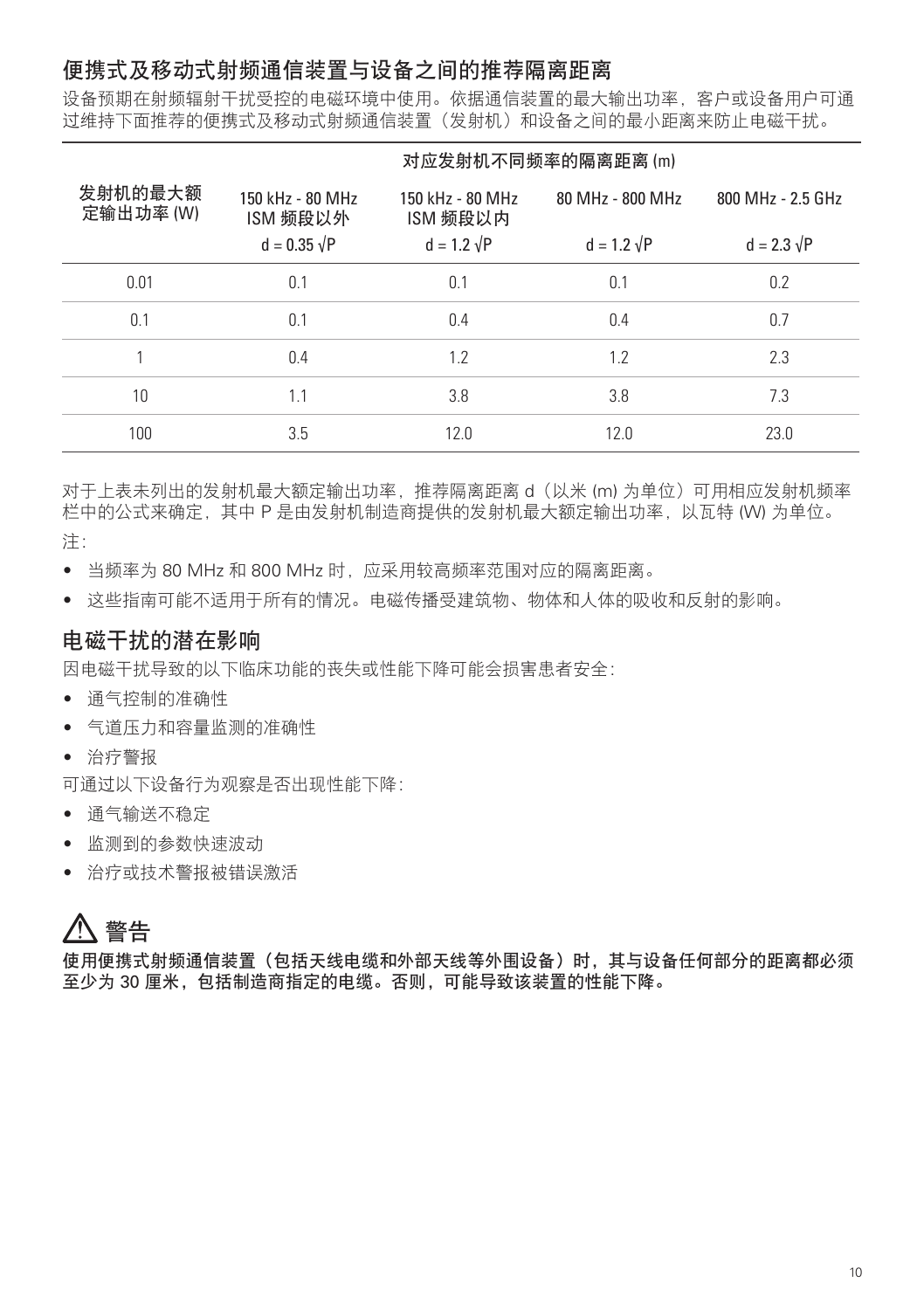## 便携式及移动式射频通信装置与设备之间的推荐隔离距离

设备预期在射频辐射干扰受控的电磁环境中使用。依据通信装置的最大输出功率，客户或设备用户可通过维持下面推荐的便携式及移动式射频通信装置（发射机）和设备之间的最小距离来防止电磁干扰。

| 发射机的最大额定输出功率 (W) | 对应发射机不同频率的隔离距离 (m) | | | |
|---|---|---|---|---|
| | 150 kHz - 80 MHz ISM 频段以外 $d = 0.35 \sqrt{P}$ | 150 kHz - 80 MHz ISM 频段以内 $d = 1.2 \sqrt{P}$ | 80 MHz - 800 MHz $d = 1.2 \sqrt{P}$ | 800 MHz - 2.5 GHz $d = 2.3 \sqrt{P}$ |
| 0.01 | 0.1 | 0.1 | 0.1 | 0.2 |
| 0.1 | 0.1 | 0.4 | 0.4 | 0.7 |
| 1 | 0.4 | 1.2 | 1.2 | 2.3 |
| 10 | 1.1 | 3.8 | 3.8 | 7.3 |
| 100 | 3.5 | 12.0 | 12.0 | 23.0 |

对于上表未列出的发射机最大额定输出功率，推荐隔离距离 d（以米 (m) 为单位）可用相应发射机频率栏中的公式来确定，其中 P 是由发射机制造商提供的发射机最大额定输出功率，以瓦特 (W) 为单位。

注：

- 当频率为 80 MHz 和 800 MHz 时，应采用较高频率范围对应的隔离距离。
- 这些指南可能不适用于所有的情况。电磁传播受建筑物、物体和人体的吸收和反射的影响。

## 电磁干扰的潜在影响

因电磁干扰导致的以下临床功能的丧失或性能下降可能会损害患者安全：

- 通气控制的准确性
- 气道压力和容量监测的准确性
- 治疗警报

可通过以下设备行为观察是否出现性能下降：

- 通气输送不稳定
- 监测到的参数快速波动
- 治疗或技术警报被错误激活

## ⚠ 警告

**使用便携式射频通信装置（包括天线电缆和外部天线等外围设备）时，其与设备任何部分的距离都必须至少为 30 厘米，包括制造商指定的电缆。否则，可能导致该装置的性能下降。**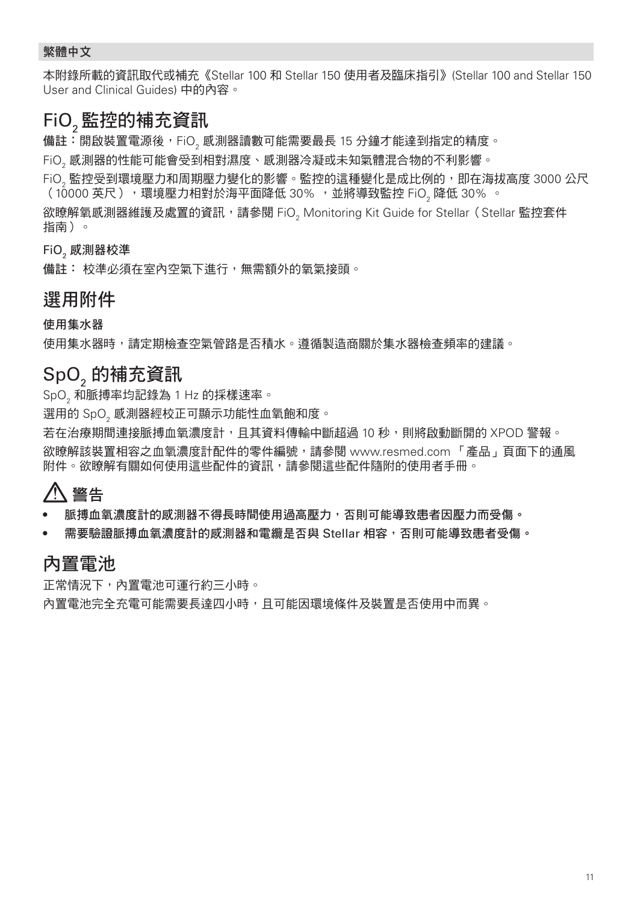**繁體中文**

本附錄所載的資訊取代或補充《Stellar 100 和 Stellar 150 使用者及臨床指引》(Stellar 100 and Stellar 150 User and Clinical Guides) 中的內容。

# $FiO_2$ 監控的補充資訊

**備註：**開啟裝置電源後，$FiO_2$ 感測器讀數可能需要最長 15 分鐘才能達到指定的精度。

$FiO_2$ 感測器的性能可能會受到相對濕度、感測器冷凝或未知氣體混合物的不利影響。

$FiO_2$ 監控受到環境壓力和周期壓力變化的影響。監控的這種變化是成比例的，即在海拔高度 3000 公尺（10000 英尺），環境壓力相對於海平面降低 30% ，並將導致監控 $FiO_2$ 降低 30% 。

欲瞭解氧感測器維護及處置的資訊，請參閱 $FiO_2$ Monitoring Kit Guide for Stellar（Stellar 監控套件指南）。

### $FiO_2$ 感測器校準

**備註：** 校準必須在室內空氣下進行，無需額外的氧氣接頭。

# 選用附件

### 使用集水器

使用集水器時，請定期檢查空氣管路是否積水。遵循製造商關於集水器檢查頻率的建議。

# $SpO_2$ 的補充資訊

$SpO_2$ 和脈搏率均記錄為 1 Hz 的採樣速率。

選用的 $SpO_2$ 感測器經校正可顯示功能性血氧飽和度。

若在治療期間連接脈搏血氧濃度計，且其資料傳輸中斷超過 10 秒，則將啟動斷開的 XPOD 警報。

欲瞭解該裝置相容之血氧濃度計配件的零件編號，請參閱 www.resmed.com 「產品」頁面下的通風附件。欲瞭解有關如何使用這些配件的資訊，請參閱這些配件隨附的使用者手冊。

## ⚠ 警告

- **脈搏血氧濃度計的感測器不得長時間使用過高壓力，否則可能導致患者因壓力而受傷。**
- **需要驗證脈搏血氧濃度計的感測器和電纜是否與 Stellar 相容，否則可能導致患者受傷。**

# 內置電池

正常情況下，內置電池可運行約三小時。

內置電池完全充電可能需要長達四小時，且可能因環境條件及裝置是否使用中而異。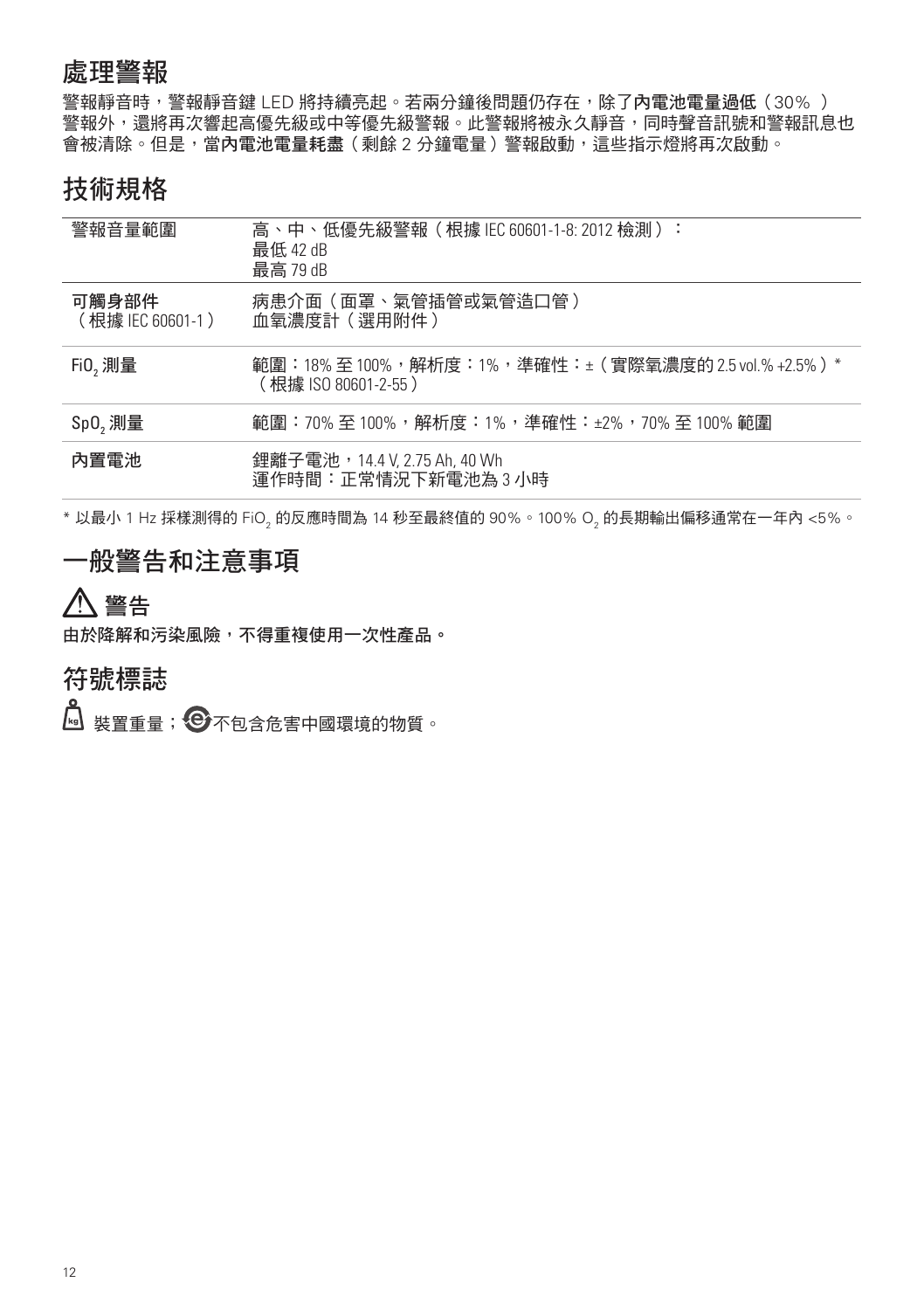## 處理警報

警報靜音時，警報靜音鍵 LED 將持續亮起。若兩分鐘後問題仍存在，除了**內電池電量過低**（30％ ）警報外，還將再次響起高優先級或中等優先級警報。此警報將被永久靜音，同時聲音訊號和警報訊息也會被清除。但是，當**內電池電量耗盡**（剩餘 2 分鐘電量）警報啟動，這些指示燈將再次啟動。

## 技術規格

| | |
|---|---|
| 警報音量範圍 | 高、中、低優先級警報（根據 IEC 60601-1-8: 2012 檢測）：<br>最低 42 dB<br>最高 79 dB |
| 可觸身部件<br>（根據 IEC 60601-1） | 病患介面（面罩、氣管插管或氣管造口管）<br>血氧濃度計（選用附件） |
| $FiO_2$ 測量 | 範圍：18% 至 100%，解析度：1%，準確性：±（實際氧濃度的 2.5 vol.% +2.5%）*<br>（根據 ISO 80601-2-55） |
| $SpO_2$ 測量 | 範圍：70% 至 100%，解析度：1%，準確性：±2%，70% 至 100% 範圍 |
| 內置電池 | 鋰離子電池，14.4 V, 2.75 Ah, 40 Wh<br>運作時間：正常情況下新電池為 3 小時 |

* 以最小 1 Hz 採樣測得的 $FiO_2$ 的反應時間為 14 秒至最終值的 90%。100% $O_2$ 的長期輸出偏移通常在一年內 <5%。

## 一般警告和注意事項

### ⚠ 警告

**由於降解和污染風險，不得重複使用一次性產品。**

## 符號標誌

裝置重量；不包含危害中國環境的物質。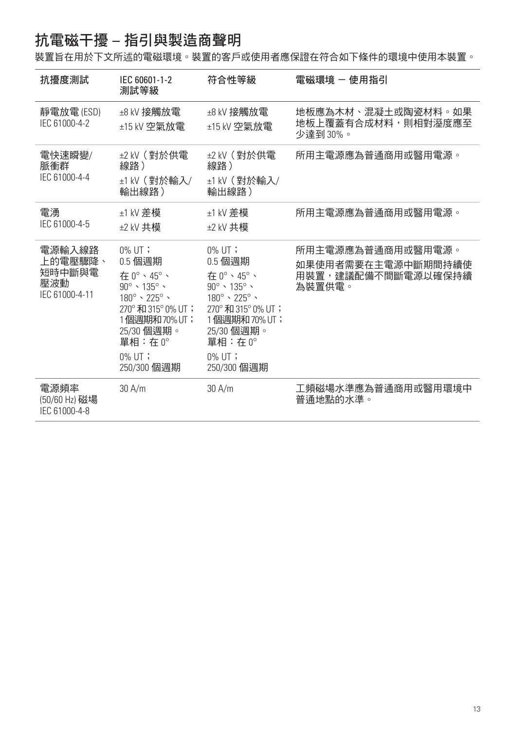# 抗電磁干擾 – 指引與製造商聲明

裝置旨在用於下文所述的電磁環境。裝置的客戶或使用者應保證在符合如下條件的環境中使用本裝置。

| 抗擾度測試 | IEC 60601-1-2 測試等級 | 符合性等級 | 電磁環境 – 使用指引 |
| --- | --- | --- | --- |
| 靜電放電 (ESD)<br>IEC 61000-4-2 | ±8 kV 接觸放電<br>±15 kV 空氣放電 | ±8 kV 接觸放電<br>±15 kV 空氣放電 | 地板應為木材、混凝土或陶瓷材料。如果地板上覆蓋有合成材料，則相對溼度應至少達到 30%。 |
| 電快速瞬變/脈衝群<br>IEC 61000-4-4 | ±2 kV（對於供電線路）<br>±1 kV（對於輸入/輸出線路） | ±2 kV（對於供電線路）<br>±1 kV（對於輸入/輸出線路） | 所用主電源應為普通商用或醫用電源。 |
| 電湧<br>IEC 61000-4-5 | ±1 kV 差模<br>±2 kV 共模 | ±1 kV 差模<br>±2 kV 共模 | 所用主電源應為普通商用或醫用電源。 |
| 電源輸入線路上的電壓驟降、短時中斷與電壓波動<br>IEC 61000-4-11 | 0% UT；<br>0.5 個週期<br>在 0°、45°、90°、135°、180°、225°、270° 和 315° 0% UT；1 個週期和 70% UT；25/30 個週期。單相：在 0°<br>0% UT；<br>250/300 個週期 | 0% UT；<br>0.5 個週期<br>在 0°、45°、90°、135°、180°、225°、270° 和 315° 0% UT；1 個週期和 70% UT；25/30 個週期。單相：在 0°<br>0% UT；<br>250/300 個週期 | 所用主電源應為普通商用或醫用電源。<br>如果使用者需要在主電源中斷期間持續使用裝置，建議配備不間斷電源以確保持續為裝置供電。 |
| 電源頻率 (50/60 Hz) 磁場<br>IEC 61000-4-8 | 30 A/m | 30 A/m | 工頻磁場水準應為普通商用或醫用環境中普通地點的水準。 |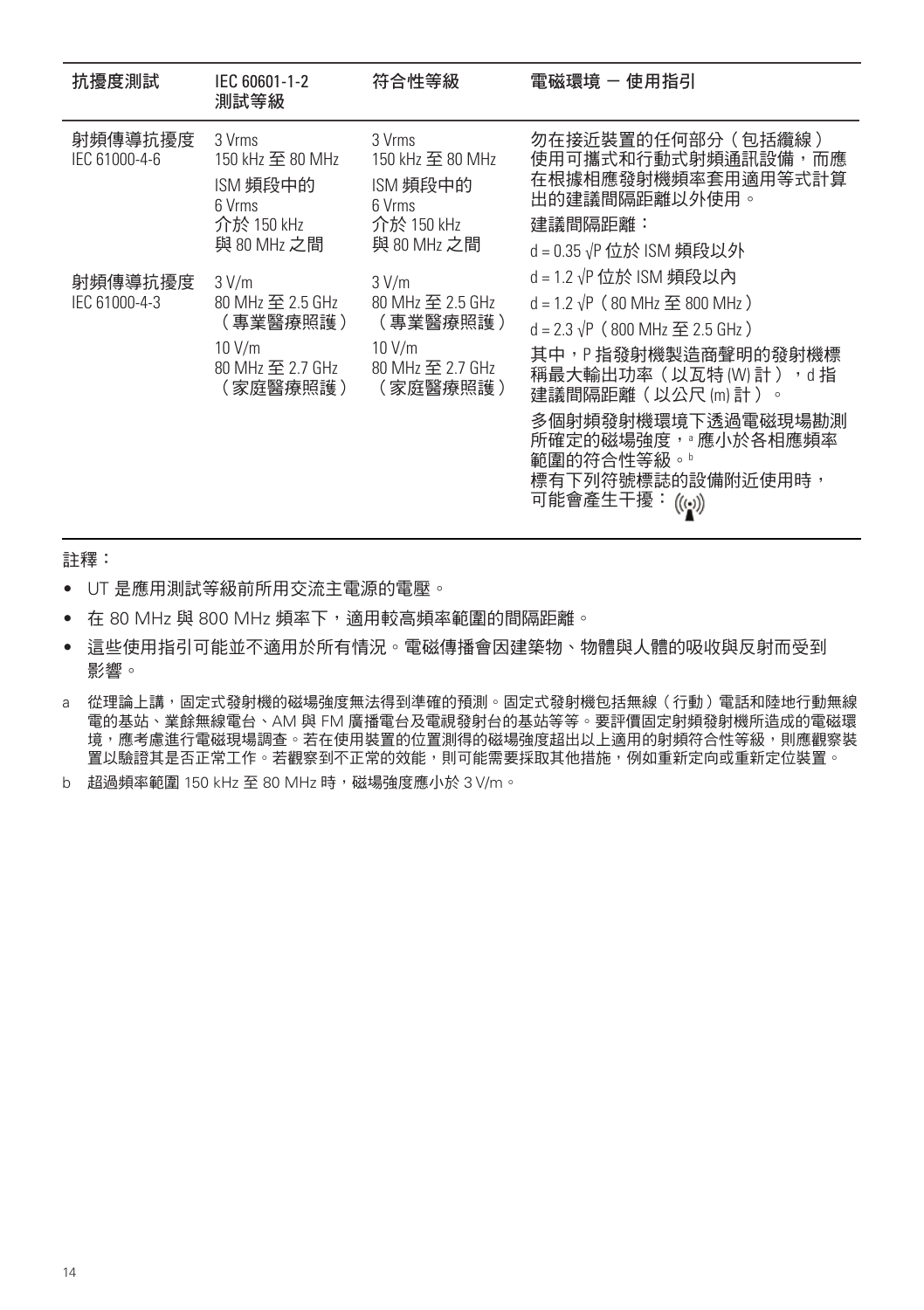| 抗擾度測試 | IEC 60601-1-2 測試等級 | 符合性等級 | 電磁環境 － 使用指引 |
| --- | --- | --- | --- |
| 射頻傳導抗擾度 IEC 61000-4-6 | 3 Vrms 150 kHz 至 80 MHz<br>ISM 頻段中的 6 Vrms 介於 150 kHz 與 80 MHz 之間 | 3 Vrms 150 kHz 至 80 MHz<br>ISM 頻段中的 6 Vrms 介於 150 kHz 與 80 MHz 之間 | 勿在接近裝置的任何部分（包括纜線）使用可攜式和行動式射頻通訊設備，而應在根據相應發射機頻率套用適用等式計算出的建議間隔距離以外使用。<br>建議間隔距離：<br>$d = 0.35 \sqrt{P}$ 位於 ISM 頻段以外<br>$d = 1.2 \sqrt{P}$ 位於 ISM 頻段以內 |
| 射頻傳導抗擾度 IEC 61000-4-3 | 3 V/m 80 MHz 至 2.5 GHz（專業醫療照護）<br>10 V/m 80 MHz 至 2.7 GHz（家庭醫療照護） | 3 V/m 80 MHz 至 2.5 GHz（專業醫療照護）<br>10 V/m 80 MHz 至 2.7 GHz（家庭醫療照護） | $d = 1.2 \sqrt{P}$（80 MHz 至 800 MHz）<br>$d = 2.3 \sqrt{P}$（800 MHz 至 2.5 GHz）<br>其中，P 指發射機製造商聲明的發射機標稱最大輸出功率（以瓦特 (W) 計），d 指建議間隔距離（以公尺 (m) 計）。<br>多個射頻發射機環境下透過電磁現場勘測所確定的磁場強度，[a] 應小於各相應頻率範圍的符合性等級。[b]<br>標有下列符號標誌的設備附近使用時，可能會產生干擾：((•)) |

註釋：

- UT 是應用測試等級前所用交流主電源的電壓。
- 在 80 MHz 與 800 MHz 頻率下，適用較高頻率範圍的間隔距離。
- 這些使用指引可能並不適用於所有情況。電磁傳播會因建築物、物體與人體的吸收與反射而受到影響。

a　從理論上講，固定式發射機的磁場強度無法得到準確的預測。固定式發射機包括無線（行動）電話和陸地行動無線電的基站、業餘無線電台、AM 與 FM 廣播電台及電視發射台的基站等等。要評價固定射頻發射機所造成的電磁環境，應考慮進行電磁現場調查。若在使用裝置的位置測得的磁場強度超出以上適用的射頻符合性等級，則應觀察裝置以驗證其是否正常工作。若觀察到不正常的效能，則可能需要採取其他措施，例如重新定向或重新定位裝置。

b　超過頻率範圍 150 kHz 至 80 MHz 時，磁場強度應小於 3 V/m。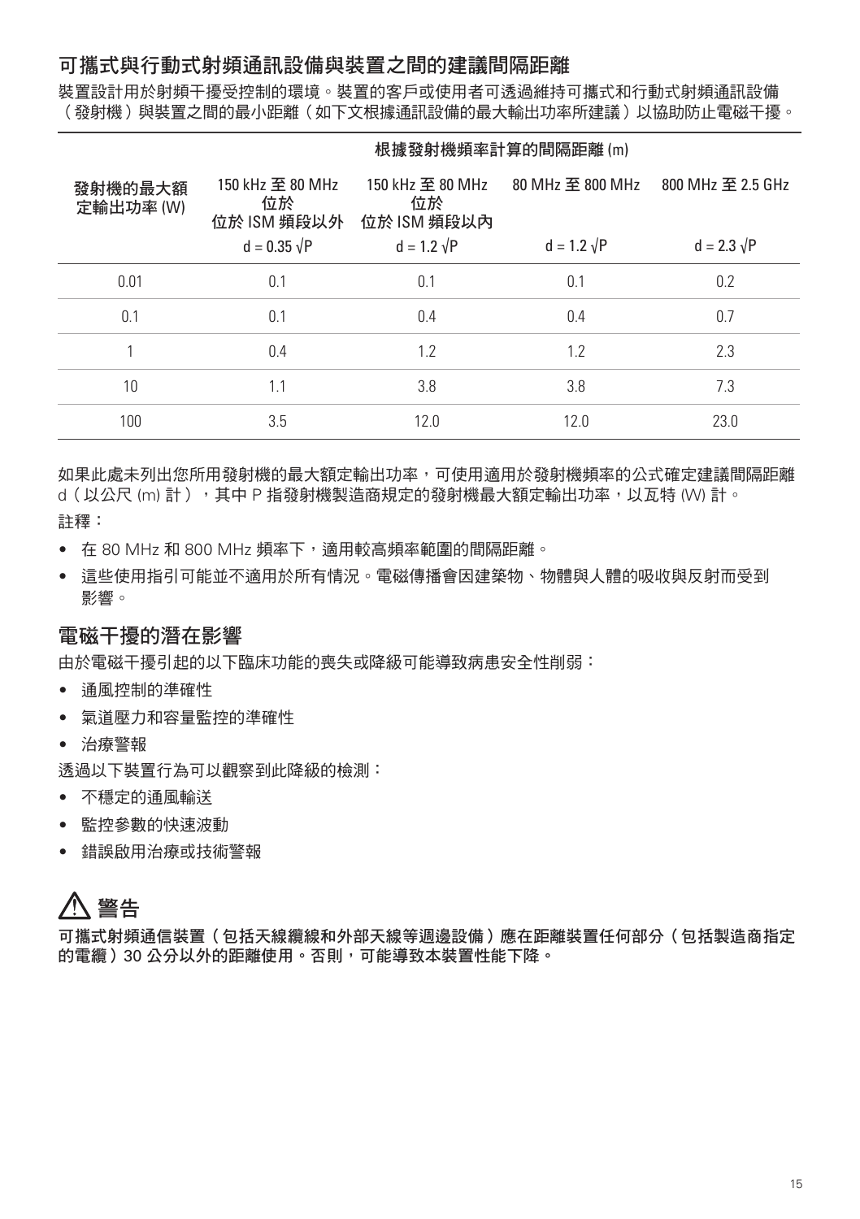## 可攜式與行動式射頻通訊設備與裝置之間的建議間隔距離

裝置設計用於射頻干擾受控制的環境。裝置的客戶或使用者可透過維持可攜式和行動式射頻通訊設備（發射機）與裝置之間的最小距離（如下文根據通訊設備的最大輸出功率所建議）以協助防止電磁干擾。

| 發射機的最大額定輸出功率 (W) | 根據發射機頻率計算的間隔距離 (m) | | | |
|---|---|---|---|---|
| | 150 kHz 至 80 MHz 位於 位於 ISM 頻段以外 | 150 kHz 至 80 MHz 位於 位於 ISM 頻段以內 | 80 MHz 至 800 MHz | 800 MHz 至 2.5 GHz |
| | $d = 0.35 \sqrt{P}$ | $d = 1.2 \sqrt{P}$ | $d = 1.2 \sqrt{P}$ | $d = 2.3 \sqrt{P}$ |
| 0.01 | 0.1 | 0.1 | 0.1 | 0.2 |
| 0.1 | 0.1 | 0.4 | 0.4 | 0.7 |
| 1 | 0.4 | 1.2 | 1.2 | 2.3 |
| 10 | 1.1 | 3.8 | 3.8 | 7.3 |
| 100 | 3.5 | 12.0 | 12.0 | 23.0 |

如果此處未列出您所用發射機的最大額定輸出功率，可使用適用於發射機頻率的公式確定建議間隔距離 d（以公尺 (m) 計），其中 P 指發射機製造商規定的發射機最大額定輸出功率，以瓦特 (W) 計。

註釋：

- 在 80 MHz 和 800 MHz 頻率下，適用較高頻率範圍的間隔距離。
- 這些使用指引可能並不適用於所有情況。電磁傳播會因建築物、物體與人體的吸收與反射而受到影響。

## 電磁干擾的潛在影響

由於電磁干擾引起的以下臨床功能的喪失或降級可能導致病患安全性削弱：

- 通風控制的準確性
- 氣道壓力和容量監控的準確性
- 治療警報

透過以下裝置行為可以觀察到此降級的檢測：

- 不穩定的通風輸送
- 監控參數的快速波動
- 錯誤啟用治療或技術警報

## ⚠ 警告

**可攜式射頻通信裝置（包括天線纜線和外部天線等週邊設備）應在距離裝置任何部分（包括製造商指定的電纜）30 公分以外的距離使用。否則，可能導致本裝置性能下降。**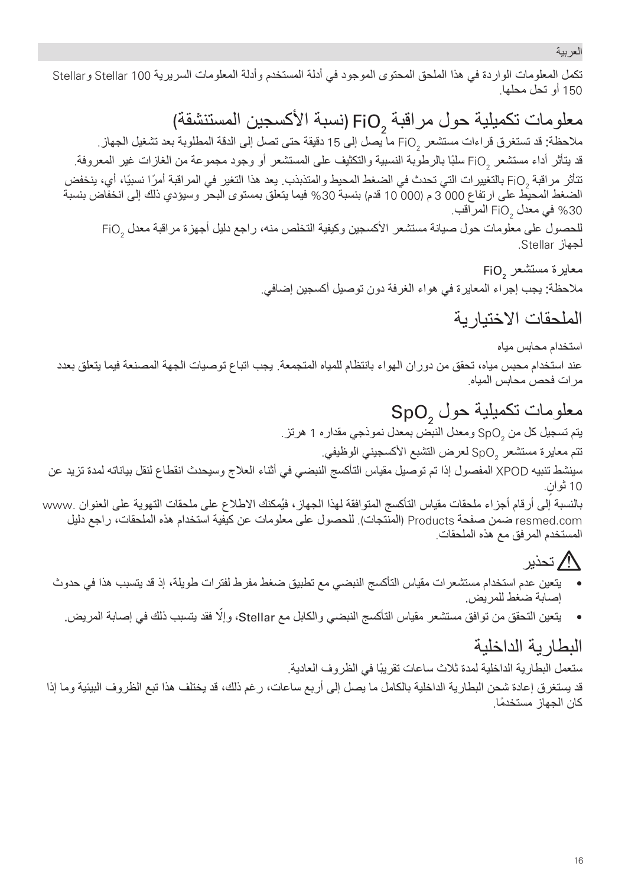العربية

تكمل المعلومات الواردة في هذا الملحق المحتوى الموجود في أدلة المستخدم وأدلة المعلومات السريرية Stellar 100 وStellar 150 أو تحل محلها.

# معلومات تكميلية حول مراقبة $FiO_2$ (نسبة الأكسجين المستنشقة)

ملاحظة: قد تستغرق قراءات مستشعر $FiO_2$ ما يصل إلى 15 دقيقة حتى تصل إلى الدقة المطلوبة بعد تشغيل الجهاز.

قد يتأثر أداء مستشعر $FiO_2$ سلبًا بالرطوبة النسبية والتكثيف على المستشعر أو وجود مجموعة من الغازات غير المعروفة.

تتأثر مراقبة $FiO_2$ بالتغييرات التي تحدث في الضغط المحيط والمتذبذب. يعد هذا التغير في المراقبة أمرًا نسبيًا، أي، ينخفض الضغط المحيط على ارتفاع 000 3 م (000 10 قدم) بنسبة 30% فيما يتعلق بمستوى البحر وسيؤدي ذلك إلى انخفاض بنسبة 30% في معدل $FiO_2$ المراقب.

للحصول على معلومات حول صيانة مستشعر الأكسجين وكيفية التخلص منه، راجع دليل أجهزة مراقبة معدل $FiO_2$ لجهاز Stellar.

معايرة مستشعر $FiO_2$

ملاحظة: يجب إجراء المعايرة في هواء الغرفة دون توصيل أكسجين إضافي.

# الملحقات الاختيارية

استخدام محابس مياه

عند استخدام محبس مياه، تحقق من دوران الهواء بانتظام للمياه المتجمعة. يجب اتباع توصيات الجهة المصنعة فيما يتعلق بعدد مرات فحص محابس المياه.

# معلومات تكميلية حول $SpO_2$

يتم تسجيل كل من $SpO_2$ ومعدل النبض بمعدل نموذجي مقداره 1 هرتز.

تتم معايرة مستشعر $SpO_2$ لعرض التشبع الأكسجيني الوظيفي.

سينشط تنبيه XPOD المفصول إذا تم توصيل مقياس التأكسج النبضي في أثناء العلاج وسيحدث انقطاع لنقل بياناته لمدة تزيد عن 10 ثوانٍ.

بالنسبة إلى أرقام أجزاء ملحقات مقياس التأكسج المتوافقة لهذا الجهاز، فيُمكنك الاطلاع على ملحقات التهوية على العنوان www.resmed.com ضمن صفحة Products (المنتجات). للحصول على معلومات عن كيفية استخدام هذه الملحقات، راجع دليل المستخدم المرفق مع هذه الملحقات.

## ⚠ تحذير

- يتعين عدم استخدام مستشعرات مقياس التأكسج النبضي مع تطبيق ضغط مفرط لفترات طويلة، إذ قد يتسبب هذا في حدوث إصابة ضغط للمريض.
- يتعين التحقق من توافق مستشعر مقياس التأكسج النبضي والكابل مع Stellar، وإلّا فقد يتسبب ذلك في إصابة المريض.

# البطارية الداخلية

ستعمل البطارية الداخلية لمدة ثلاث ساعات تقريبًا في الظروف العادية.

قد يستغرق إعادة شحن البطارية الداخلية بالكامل ما يصل إلى أربع ساعات، رغم ذلك، قد يختلف هذا تبع الظروف البيئية وما إذا كان الجهاز مستخدمًا.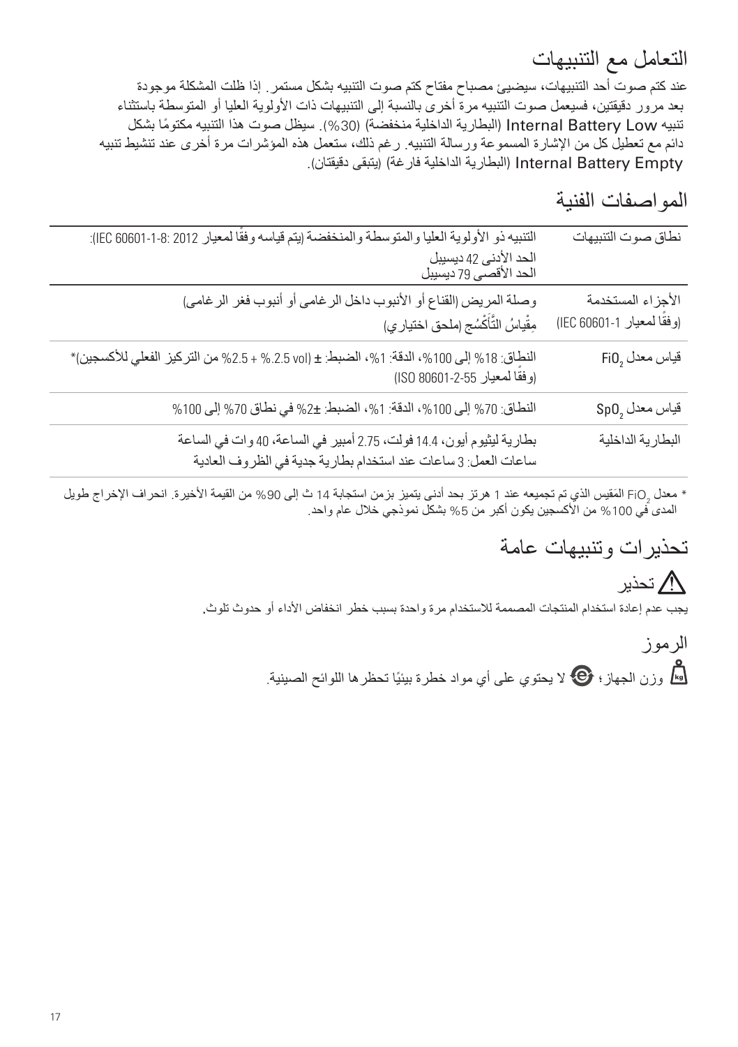## التعامل مع التنبيهات

عند كتم صوت أحد التنبيهات، سيضيئ مصباح مفتاح كتم صوت التنبيه بشكل مستمر. إذا ظلت المشكلة موجودة بعد مرور دقيقتين، فسيعمل صوت التنبيه مرة أخرى بالنسبة إلى التنبيهات ذات الأولوية العليا أو المتوسطة باستثناء تنبيه Internal Battery Low (البطارية الداخلية منخفضة) (30%). سيظل صوت هذا التنبيه مكتومًا بشكل دائم مع تعطيل كل من الإشارة المسموعة ورسالة التنبيه. رغم ذلك، ستعمل هذه المؤشرات مرة أخرى عند تنشيط تنبيه Internal Battery Empty (البطارية الداخلية فارغة) (يتبقى دقيقتان).

## المواصفات الفنية

| | |
|---|---|
| نطاق صوت التنبيهات | التنبيه ذو الأولوية العليا والمتوسطة والمنخفضة (يتم قياسه وفقًا لمعيار IEC 60601-1-8: 2012):<br>الحد الأدنى 42 ديسيبل<br>الحد الأقصى 79 ديسيبل |
| الأجزاء المستخدمة<br>(وفقًا لمعيار IEC 60601-1) | وصلة المريض (القناع أو الأنبوب داخل الرغامى أو أنبوب فغر الرغامى)<br>مِقْياسُ التَّأَكْسُج (ملحق اختياري) |
| قياس معدل $FiO_2$ | النطاق: 18% إلى 100%، الدقة: 1%، الضبط: ± (2.5 vol % + 2.5% من التركيز الفعلي للأكسجين)*<br>(وفقًا لمعيار ISO 80601-2-55) |
| قياس معدل $SpO_2$ | النطاق: 70% إلى 100%، الدقة: 1%، الضبط: ±2% في نطاق 70% إلى 100% |
| البطارية الداخلية | بطارية ليثيوم أيون، 14.4 فولت، 2.75 أمبير في الساعة، 40 وات في الساعة<br>ساعات العمل: 3 ساعات عند استخدام بطارية جديدة في الظروف العادية |

* معدل $FiO_2$ المَقيس الذي تم تجميعه عند 1 هرتز بحد أدنى يتميز بزمن استجابة 14 ث إلى 90% من القيمة الأخيرة. انحراف الإخراج طويل المدى في 100% من الأكسجين يكون أكبر من 5% بشكل نموذجي خلال عام واحد.

## تحذيرات وتنبيهات عامة

### ⚠ تحذير

يجب عدم إعادة استخدام المنتجات المصممة للاستخدام مرة واحدة بسبب خطر انخفاض الأداء أو حدوث تلوث.

### الرموز

وزن الجهاز؛ لا يحتوي على أي مواد خطرة بيئيًا تحظرها اللوائح الصينية.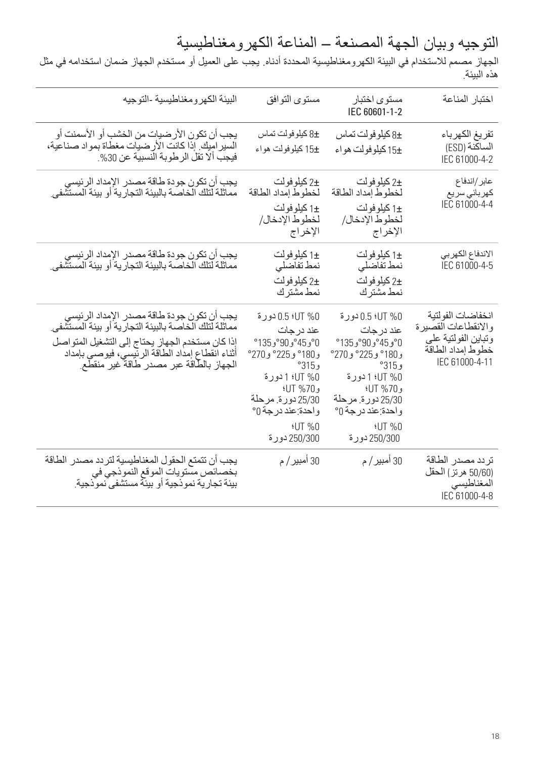# التوجيه وبيان الجهة المصنعة – المناعة الكهرومغناطيسية

الجهاز مصمم للاستخدام في البيئة الكهرومغناطيسية المحددة أدناه. يجب على العميل أو مستخدم الجهاز ضمان استخدامه في مثل هذه البيئة.

| اختبار المناعة | مستوى اختبار IEC 60601-1-2 | مستوى التوافق | البيئة الكهرومغناطيسية -التوجيه |
|---|---|---|---|
| تفريغ الكهرباء الساكنة (ESD) IEC 61000-4-2 | ±8 كيلوفولت تماس<br>±15 كيلوفولت هواء | ±8 كيلوفولت تماس<br>±15 كيلوفولت هواء | يجب أن تكون الأرضيات من الخشب أو الأسمنت أو السيراميك. إذا كانت الأرضيات مغطاة بمواد صناعية، فيجب ألا تقل الرطوبة النسبية عن 30%. |
| عابر/اندفاع كهربائي سريع IEC 61000-4-4 | ±2 كيلوفولت لخطوط إمداد الطاقة<br>±1 كيلوفولت لخطوط الإدخال/ الإخراج | ±2 كيلوفولت لخطوط إمداد الطاقة<br>±1 كيلوفولت لخطوط الإدخال/ الإخراج | يجب أن تكون جودة طاقة مصدر الإمداد الرئيسي مماثلة لتلك الخاصة بالبيئة التجارية أو بيئة المستشفى. |
| الاندفاع الكهربي IEC 61000-4-5 | ±1 كيلوفولت نمط تفاضلي<br>±2 كيلوفولت نمط مشترك | ±1 كيلوفولت نمط تفاضلي<br>±2 كيلوفولت نمط مشترك | يجب أن تكون جودة طاقة مصدر الإمداد الرئيسي مماثلة لتلك الخاصة بالبيئة التجارية أو بيئة المستشفى. |
| انخفاضات الفولتية والانقطاعات القصيرة وتباين الفولتية على خطوط إمداد الطاقة IEC 61000-4-11 | 0% UT؛ 0.5 دورة عند درجات 0°و45°و90°و135° و180° و225° و270° و315°<br>0% UT؛ 1 دورة و70% UT؛ 25/30 دورة. مرحلة واحدة: عند درجة 0°<br>0% UT؛ 250/300 دورة | 0% UT؛ 0.5 دورة عند درجات 0°و45°و90°و135° و180° و225° و270° و315°<br>0% UT؛ 1 دورة و70% UT؛ 25/30 دورة. مرحلة واحدة: عند درجة 0°<br>0% UT؛ 250/300 دورة | يجب أن تكون جودة طاقة مصدر الإمداد الرئيسي مماثلة لتلك الخاصة بالبيئة التجارية أو بيئة المستشفى.<br>إذا كان مستخدم الجهاز يحتاج إلى التشغيل المتواصل أثناء انقطاع إمداد الطاقة الرئيسي، فيوصى بإمداد الجهاز بالطاقة عبر مصدر طاقة غير منقطع. |
| تردد مصدر الطاقة (50/60 هرتز) الحقل المغناطيسي IEC 61000-4-8 | 30 أمبير/م | 30 أمبير/م | يجب أن تتمتع الحقول المغناطيسية لتردد مصدر الطاقة بخصائص مستويات الموقع النموذجي في بيئة تجارية نموذجية أو بيئة مستشفى نموذجية. |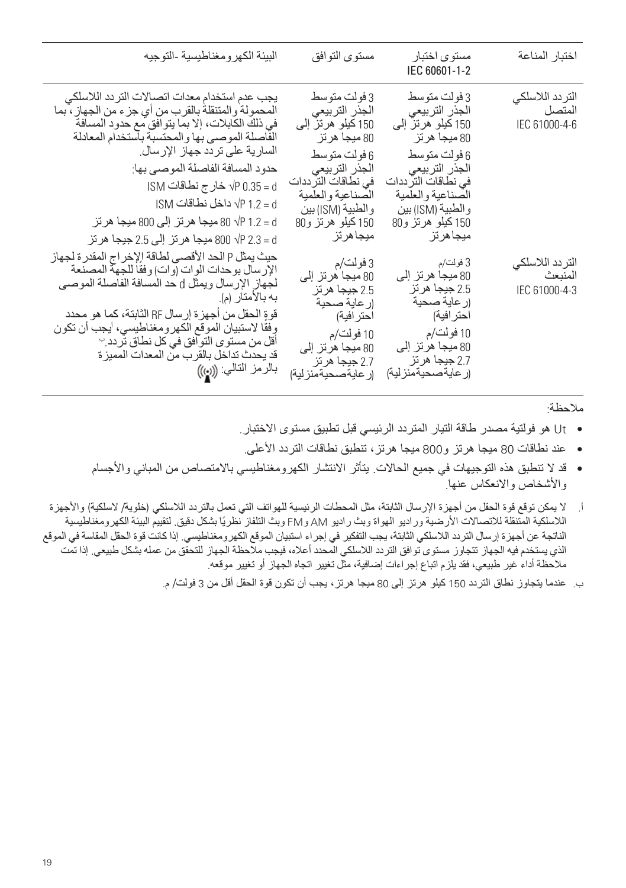| اختبار المناعة | مستوى اختبار IEC 60601-1-2 | مستوى التوافق | البيئة الكهرومغناطيسية -التوجيه |
|---|---|---|---|
| التردد اللاسلكي المتصل IEC 61000-4-6 | 3 فولت متوسط الجذر التربيعي 150 كيلو هرتز إلى 80 ميجا هرتز<br>6 فولت متوسط الجذر التربيعي في نطاقات الترددات الصناعية والعلمية والطبية (ISM) بين 150 كيلو هرتز و80 ميجا هرتز | 3 فولت متوسط الجذر التربيعي 150 كيلو هرتز إلى 80 ميجا هرتز<br>6 فولت متوسط الجذر التربيعي في نطاقات الترددات الصناعية والعلمية والطبية (ISM) بين 150 كيلو هرتز و80 ميجا هرتز | يجب عدم استخدام معدات اتصالات التردد اللاسلكي المحمولة والمتنقلة بالقرب من أي جزء من الجهاز، بما في ذلك الكابلات، إلا بما يتوافق مع حدود المسافة الفاصلة الموصى بها والمحتسبة باستخدام المعادلة السارية على تردد جهاز الإرسال.<br>حدود المسافة الفاصلة الموصى بها:<br>$d = 0.35\sqrt{P}$ خارج نطاقات ISM<br>$d = 1.2\sqrt{P}$ داخل نطاقات ISM<br>$d = 1.2\sqrt{P}$ 80 ميجا هرتز إلى 800 ميجا هرتز<br>$d = 2.3\sqrt{P}$ 800 ميجا هرتز إلى 2.5 جيجا هرتز |
| التردد اللاسلكي المنبعث IEC 61000-4-3 | 3 فولت/م 80 ميجا هرتز إلى 2.5 جيجا هرتز (رعاية صحية احترافية)<br>10 فولت/م 80 ميجا هرتز إلى 2.7 جيجا هرتز (رعاية صحية منزلية) | 3 فولت/م 80 ميجا هرتز إلى 2.5 جيجا هرتز (رعاية صحية احترافية)<br>10 فولت/م 80 ميجا هرتز إلى 2.7 جيجا هرتز (رعاية صحية منزلية) | حيث يمثل P الحد الأقصى لطاقة الإخراج المقدرة لجهاز الإرسال بوحدات الواط (وات) وفقًا للجهة المصنعة لجهاز الإرسال ويمثل d حد المسافة الفاصلة الموصى به بالأمتار (م).<br>قوة الحقل من أجهزة إرسال RF الثابتة، كما هو محدد وفقًا لاستبيان الموقع الكهرومغناطيسي، أيجب أن تكون أقل من مستوى التوافق في كل نطاق تردد.ب<br>قد يحدث تداخل بالقرب من المعدات المميزة بالرمز التالي: ((•)) |

ملاحظة:

- Ut هو فولتية مصدر طاقة التيار المتردد الرئيسي قبل تطبيق مستوى الاختبار.
- عند نطاقات 80 ميجا هرتز و800 ميجا هرتز، تنطبق نطاقات التردد الأعلى.
- قد لا تنطبق هذه التوجيهات في جميع الحالات. يتأثر الانتشار الكهرومغناطيسي بالامتصاص من المباني والأجسام والأشخاص والانعكاس عنها.

أ. لا يمكن توقع قوة الحقل من أجهزة الإرسال الثابتة، مثل المحطات الرئيسية للهواتف التي تعمل بالتردد اللاسلكي (خلوية/ لاسلكية) والأجهزة اللاسلكية المتنقلة للاتصالات الأرضية وراديو الهواة وبث راديو AM وFM وبث التلفاز نظريًا بشكل دقيق. لتقييم البيئة الكهرومغناطيسية الناتجة عن أجهزة إرسال التردد اللاسلكي الثابتة، يجب التفكير في إجراء استبيان الموقع الكهرومغناطيسي. إذا كانت قوة الحقل المقاسة في الموقع الذي يستخدم فيه الجهاز تتجاوز مستوى توافق التردد اللاسلكي المحدد أعلاه، فيجب ملاحظة الجهاز للتحقق من عمله بشكل طبيعي. إذا تمت ملاحظة أداء غير طبيعي، فقد يلزم اتباع إجراءات إضافية، مثل تغيير اتجاه الجهاز أو تغيير موقعه.

ب. عندما يتجاوز نطاق التردد 150 كيلو هرتز إلى 80 ميجا هرتز، يجب أن تكون قوة الحقل أقل من 3 فولت/ م.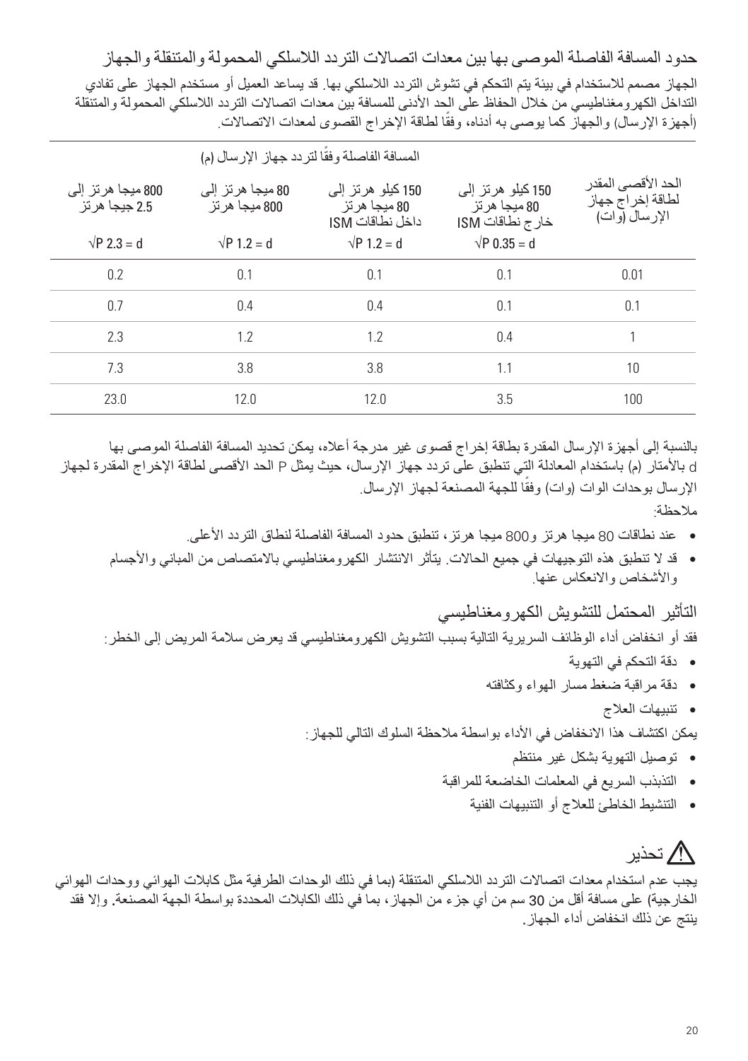## حدود المسافة الفاصلة الموصى بها بين معدات اتصالات التردد اللاسلكي المحمولة والمتنقلة والجهاز

الجهاز مصمم للاستخدام في بيئة يتم التحكم في تشوش التردد اللاسلكي بها. قد يساعد العميل أو مستخدم الجهاز على تفادي التداخل الكهرومغناطيسي من خلال الحفاظ على الحد الأدنى للمسافة بين معدات اتصالات التردد اللاسلكي المحمولة والمتنقلة (أجهزة الإرسال) والجهاز كما يوصى به أدناه، وفقًا لطاقة الإخراج القصوى لمعدات الاتصالات.

| الحد الأقصى المقدر لطاقة إخراج جهاز الإرسال (وات) | المسافة الفاصلة وفقًا لتردد جهاز الإرسال (م) | | | |
|---|---|---|---|---|
| | 150 كيلو هرتز إلى 80 ميجا هرتز خارج نطاقات ISM | 150 كيلو هرتز إلى 80 ميجا هرتز داخل نطاقات ISM | 80 ميجا هرتز إلى 800 ميجا هرتز | 800 ميجا هرتز إلى 2.5 جيجا هرتز |
| | $d = 0.35\sqrt{P}$ | $d = 1.2\sqrt{P}$ | $d = 1.2\sqrt{P}$ | $d = 2.3\sqrt{P}$ |
| 0.01 | 0.1 | 0.1 | 0.1 | 0.2 |
| 0.1 | 0.1 | 0.4 | 0.4 | 0.7 |
| 1 | 0.4 | 1.2 | 1.2 | 2.3 |
| 10 | 1.1 | 3.8 | 3.8 | 7.3 |
| 100 | 3.5 | 12.0 | 12.0 | 23.0 |

بالنسبة إلى أجهزة الإرسال المقدرة بطاقة إخراج قصوى غير مدرجة أعلاه، يمكن تحديد المسافة الفاصلة الموصى بها d بالأمتار (م) باستخدام المعادلة التي تنطبق على تردد جهاز الإرسال، حيث يمثل P الحد الأقصى لطاقة الإخراج المقدرة لجهاز الإرسال بوحدات الوات (وات) وفقًا للجهة المصنعة لجهاز الإرسال.

ملاحظة:

- عند نطاقات 80 ميجا هرتز و800 ميجا هرتز، تنطبق حدود المسافة الفاصلة لنطاق التردد الأعلى.
- قد لا تنطبق هذه التوجيهات في جميع الحالات. يتأثر الانتشار الكهرومغناطيسي بالامتصاص من المباني والأجسام والأشخاص والانعكاس عنها.

## التأثير المحتمل للتشويش الكهرومغناطيسي

فقد أو انخفاض أداء الوظائف السريرية التالية بسبب التشويش الكهرومغناطيسي قد يعرض سلامة المريض إلى الخطر:

- دقة التحكم في التهوية
- دقة مراقبة ضغط مسار الهواء وكثافته
- تنبيهات العلاج

يمكن اكتشاف هذا الانخفاض في الأداء بواسطة ملاحظة السلوك التالي للجهاز:

- توصيل التهوية بشكل غير منتظم
- التذبذب السريع في المعلمات الخاضعة للمراقبة
- التنشيط الخاطئ للعلاج أو التنبيهات الفنية

## ⚠ تحذير

يجب عدم استخدام معدات اتصالات التردد اللاسلكي المتنقلة (بما في ذلك الوحدات الطرفية مثل كابلات الهوائي ووحدات الهوائي الخارجية) على مسافة أقل من 30 سم من أي جزء من الجهاز، بما في ذلك الكابلات المحددة بواسطة الجهة المصنعة. وإلا فقد ينتج عن ذلك انخفاض أداء الجهاز.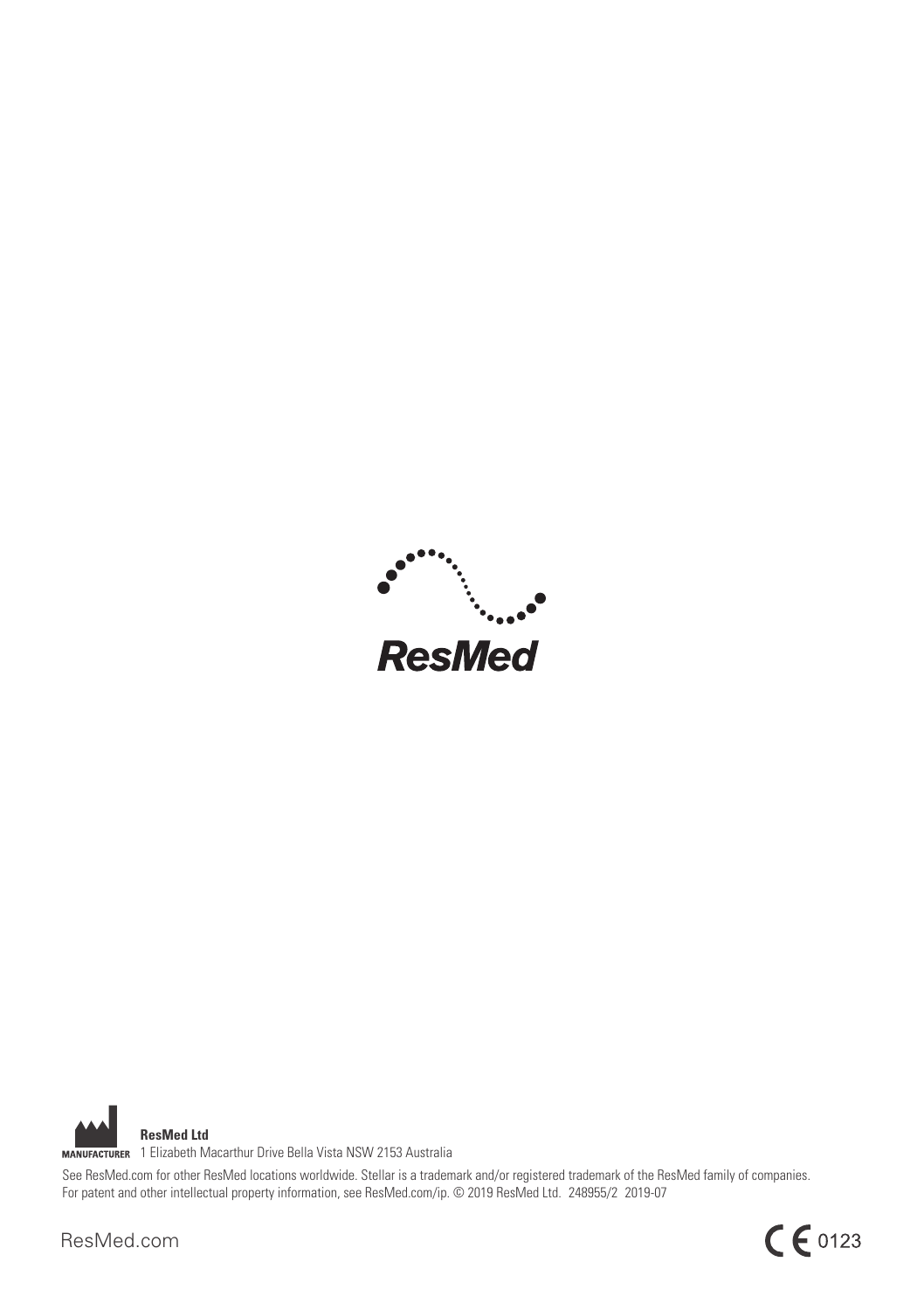ResMed

MANUFACTURER **ResMed Ltd**
1 Elizabeth Macarthur Drive Bella Vista NSW 2153 Australia

See ResMed.com for other ResMed locations worldwide. Stellar is a trademark and/or registered trademark of the ResMed family of companies. For patent and other intellectual property information, see ResMed.com/ip. © 2019 ResMed Ltd. 248955/2 2019-07

ResMed.com

CE 0123